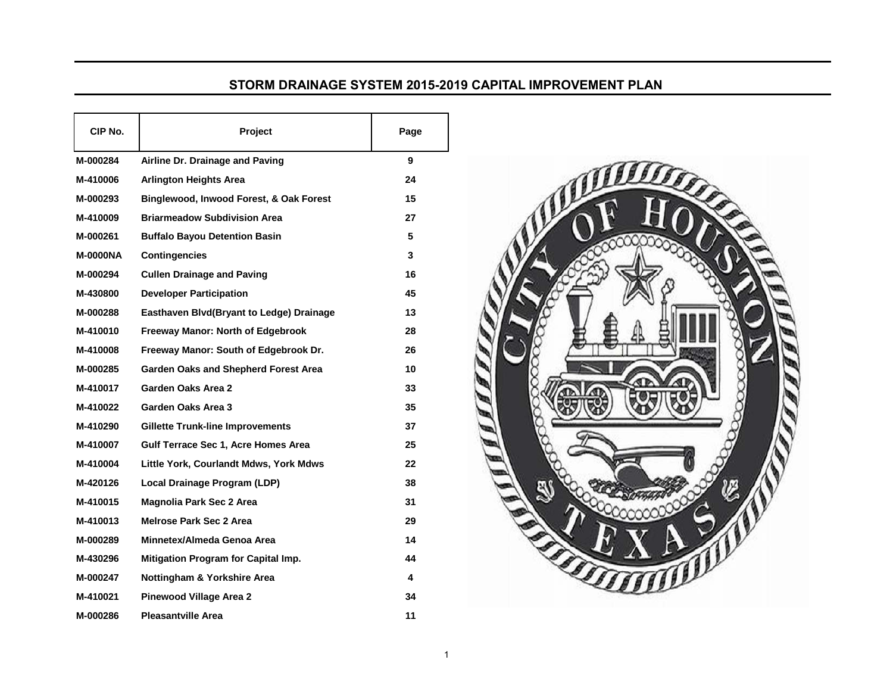## STORM DRAINAGE SYSTEM 2015-2019 CAPITAL IMPROVEMENT PLAN

| CIP No. | Project | Page |
|---|---|---|
| M-000284 | Airline Dr. Drainage and Paving | 9 |
| M-410006 | Arlington Heights Area | 24 |
| M-000293 | Binglewood, Inwood Forest, & Oak Forest | 15 |
| M-410009 | Briarmeadow Subdivision Area | 27 |
| M-000261 | Buffalo Bayou Detention Basin | 5 |
| M-0000NA | Contingencies | 3 |
| M-000294 | Cullen Drainage and Paving | 16 |
| M-430800 | Developer Participation | 45 |
| M-000288 | Easthaven Blvd(Bryant to Ledge) Drainage | 13 |
| M-410010 | Freeway Manor: North of Edgebrook | 28 |
| M-410008 | Freeway Manor: South of Edgebrook Dr. | 26 |
| M-000285 | Garden Oaks and Shepherd Forest Area | 10 |
| M-410017 | Garden Oaks Area 2 | 33 |
| M-410022 | Garden Oaks Area 3 | 35 |
| M-410290 | Gillette Trunk-line Improvements | 37 |
| M-410007 | Gulf Terrace Sec 1, Acre Homes Area | 25 |
| M-410004 | Little York, Courlandt Mdws, York Mdws | 22 |
| M-420126 | Local Drainage Program (LDP) | 38 |
| M-410015 | Magnolia Park Sec 2 Area | 31 |
| M-410013 | Melrose Park Sec 2 Area | 29 |
| M-000289 | Minnetex/Almeda Genoa Area | 14 |
| M-430296 | Mitigation Program for Capital Imp. | 44 |
| M-000247 | Nottingham & Yorkshire Area | 4 |
| M-410021 | Pinewood Village Area 2 | 34 |
| M-000286 | Pleasantville Area | 11 |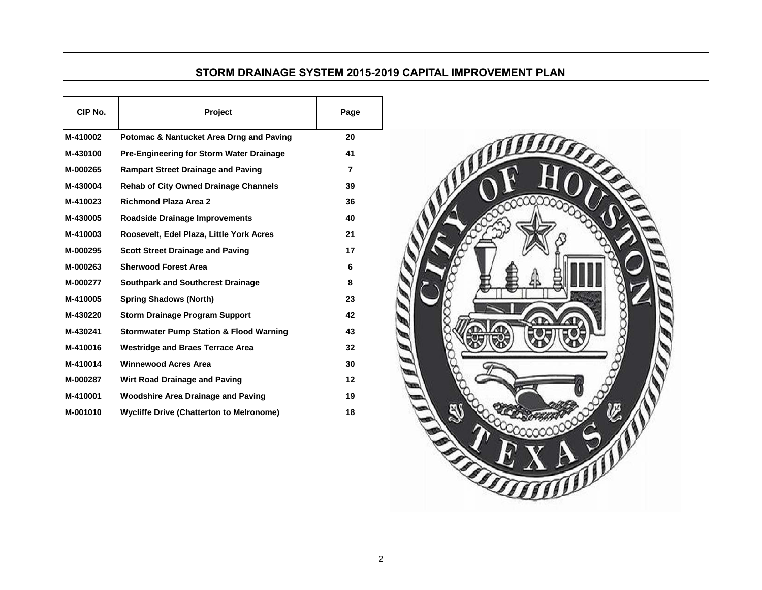# STORM DRAINAGE SYSTEM 2015-2019 CAPITAL IMPROVEMENT PLAN

| CIP No. | Project | Page |
|---|---|---|
| M-410002 | Potomac & Nantucket Area Drng and Paving | 20 |
| M-430100 | Pre-Engineering for Storm Water Drainage | 41 |
| M-000265 | Rampart Street Drainage and Paving | 7 |
| M-430004 | Rehab of City Owned Drainage Channels | 39 |
| M-410023 | Richmond Plaza Area 2 | 36 |
| M-430005 | Roadside Drainage Improvements | 40 |
| M-410003 | Roosevelt, Edel Plaza, Little York Acres | 21 |
| M-000295 | Scott Street Drainage and Paving | 17 |
| M-000263 | Sherwood Forest Area | 6 |
| M-000277 | Southpark and Southcrest Drainage | 8 |
| M-410005 | Spring Shadows (North) | 23 |
| M-430220 | Storm Drainage Program Support | 42 |
| M-430241 | Stormwater Pump Station & Flood Warning | 43 |
| M-410016 | Westridge and Braes Terrace Area | 32 |
| M-410014 | Winnewood Acres Area | 30 |
| M-000287 | Wirt Road Drainage and Paving | 12 |
| M-410001 | Woodshire Area Drainage and Paving | 19 |
| M-001010 | Wycliffe Drive (Chatterton to Melronome) | 18 |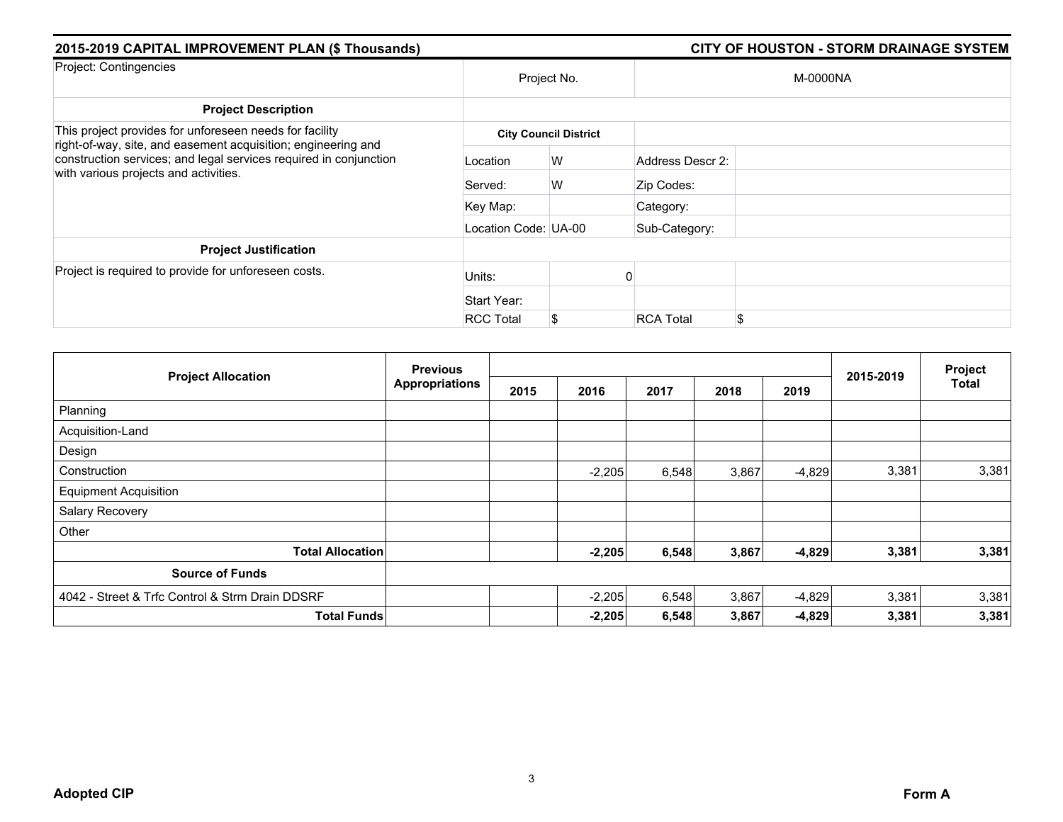## 2015-2019 CAPITAL IMPROVEMENT PLAN ($ Thousands)

## CITY OF HOUSTON - STORM DRAINAGE SYSTEM

| Project: Contingencies | Project No. | | M-0000NA | |
|---|---|---|---|---|
| **Project Description** | | | | |
| This project provides for unforeseen needs for facility right-of-way, site, and easement acquisition; engineering and construction services; and legal services required in conjunction with various projects and activities. | **City Council District** | | | |
| | Location | W | Address Descr 2: | |
| | Served: | W | Zip Codes: | |
| | Key Map: | | Category: | |
| | Location Code: | UA-00 | Sub-Category: | |
| **Project Justification** | | | | |
| Project is required to provide for unforeseen costs. | Units: | 0 | | |
| | Start Year: | | | |
| | RCC Total | $ | RCA Total | $ |

| Project Allocation | Previous Appropriations | 2015 | 2016 | 2017 | 2018 | 2019 | 2015-2019 | Project Total |
|---|---|---|---|---|---|---|---|---|
| Planning | | | | | | | | |
| Acquisition-Land | | | | | | | | |
| Design | | | | | | | | |
| Construction | | | -2,205 | 6,548 | 3,867 | -4,829 | 3,381 | 3,381 |
| Equipment Acquisition | | | | | | | | |
| Salary Recovery | | | | | | | | |
| Other | | | | | | | | |
| **Total Allocation** | | | **-2,205** | **6,548** | **3,867** | **-4,829** | **3,381** | **3,381** |
| **Source of Funds** | | | | | | | | |
| 4042 - Street & Trfc Control & Strm Drain DDSRF | | | -2,205 | 6,548 | 3,867 | -4,829 | 3,381 | 3,381 |
| **Total Funds** | | | **-2,205** | **6,548** | **3,867** | **-4,829** | **3,381** | **3,381** |

**Adopted CIP** **Form A**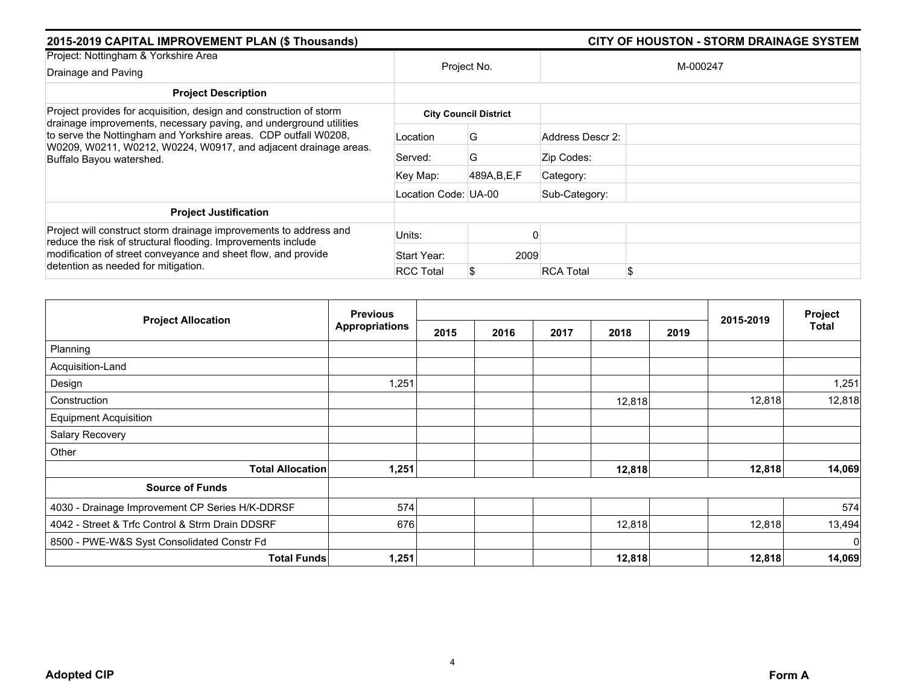## 2015-2019 CAPITAL IMPROVEMENT PLAN ($ Thousands)

## CITY OF HOUSTON - STORM DRAINAGE SYSTEM

| Project: Nottingham & Yorkshire Area Drainage and Paving | Project No. | | M-000247 | |
|---|---|---|---|---|
| **Project Description** | | | | |
| Project provides for acquisition, design and construction of storm drainage improvements, necessary paving, and underground utilities to serve the Nottingham and Yorkshire areas. CDP outfall W0208, W0209, W0211, W0212, W0224, W0917, and adjacent drainage areas. Buffalo Bayou watershed. | **City Council District** | | | |
| | Location | G | Address Descr 2: | |
| | Served: | G | Zip Codes: | |
| | Key Map: | 489A,B,E,F | Category: | |
| | Location Code: | UA-00 | Sub-Category: | |
| **Project Justification** | | | | |
| Project will construct storm drainage improvements to address and reduce the risk of structural flooding. Improvements include modification of street conveyance and sheet flow, and provide detention as needed for mitigation. | Units: | 0 | | |
| | Start Year: | 2009 | | |
| | RCC Total | $ | RCA Total | $ |

| Project Allocation | Previous Appropriations | 2015 | 2016 | 2017 | 2018 | 2019 | 2015-2019 | Project Total |
|---|---|---|---|---|---|---|---|---|
| Planning | | | | | | | | |
| Acquisition-Land | | | | | | | | |
| Design | 1,251 | | | | | | | 1,251 |
| Construction | | | | | 12,818 | | 12,818 | 12,818 |
| Equipment Acquisition | | | | | | | | |
| Salary Recovery | | | | | | | | |
| Other | | | | | | | | |
| **Total Allocation** | **1,251** | | | | **12,818** | | **12,818** | **14,069** |
| **Source of Funds** | | | | | | | | |
| 4030 - Drainage Improvement CP Series H/K-DDRSF | 574 | | | | | | | 574 |
| 4042 - Street & Trfc Control & Strm Drain DDSRF | 676 | | | | 12,818 | | 12,818 | 13,494 |
| 8500 - PWE-W&S Syst Consolidated Constr Fd | | | | | | | | 0 |
| **Total Funds** | **1,251** | | | | **12,818** | | **12,818** | **14,069** |

**Adopted CIP** **Form A**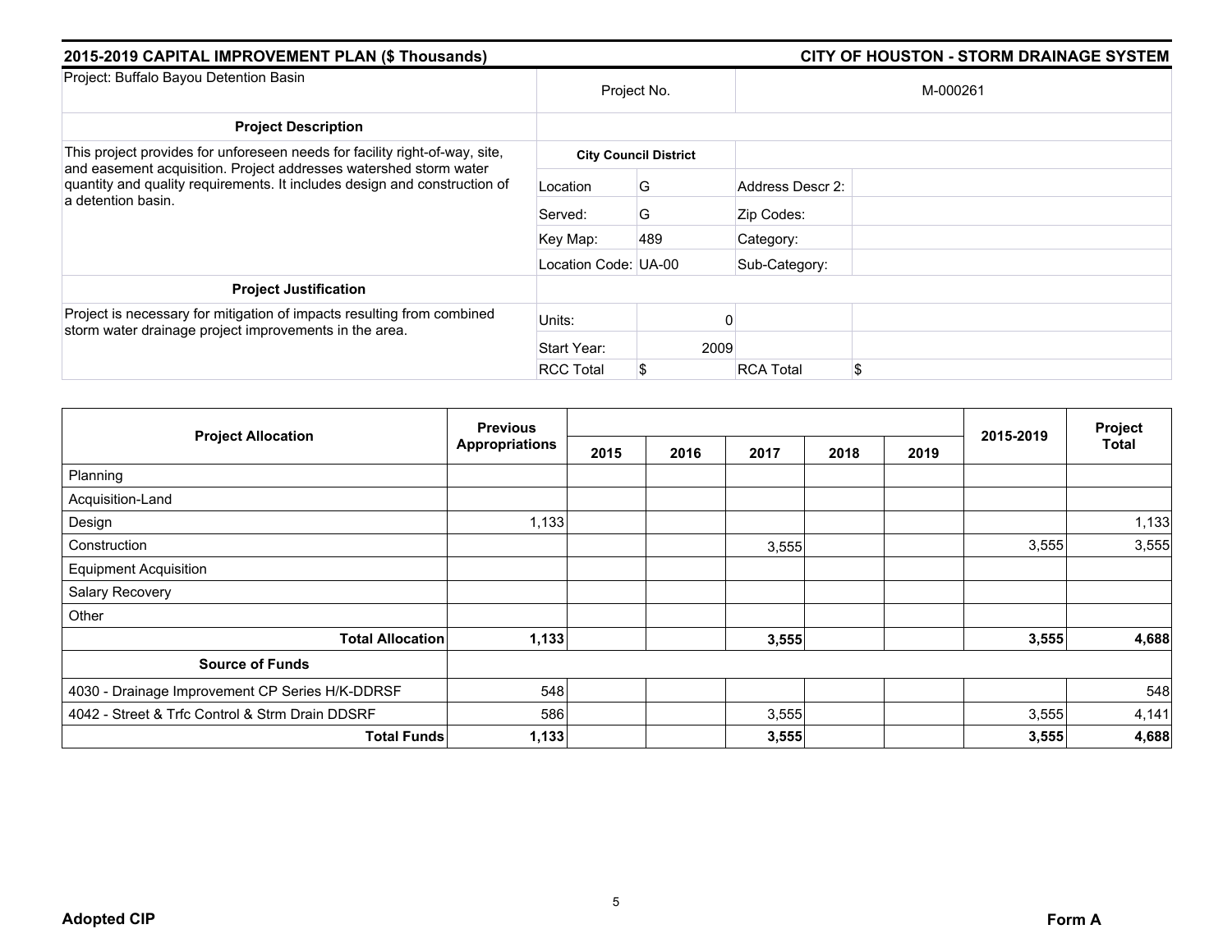## 2015-2019 CAPITAL IMPROVEMENT PLAN ($ Thousands)

## CITY OF HOUSTON - STORM DRAINAGE SYSTEM

| Project: Buffalo Bayou Detention Basin | Project No. | | M-000261 | |
|---|---|---|---|---|
| **Project Description** | | | | |
| This project provides for unforeseen needs for facility right-of-way, site, and easement acquisition. Project addresses watershed storm water quantity and quality requirements. It includes design and construction of a detention basin. | **City Council District** | | | |
| | Location | G | Address Descr 2: | |
| | Served: | G | Zip Codes: | |
| | Key Map: | 489 | Category: | |
| | Location Code: | UA-00 | Sub-Category: | |
| **Project Justification** | | | | |
| Project is necessary for mitigation of impacts resulting from combined storm water drainage project improvements in the area. | Units: | 0 | | |
| | Start Year: | 2009 | | |
| | RCC Total | $ | RCA Total | $ |

| Project Allocation | Previous Appropriations | 2015 | 2016 | 2017 | 2018 | 2019 | 2015-2019 | Project Total |
|---|---|---|---|---|---|---|---|---|
| Planning | | | | | | | | |
| Acquisition-Land | | | | | | | | |
| Design | 1,133 | | | | | | | 1,133 |
| Construction | | | | 3,555 | | | 3,555 | 3,555 |
| Equipment Acquisition | | | | | | | | |
| Salary Recovery | | | | | | | | |
| Other | | | | | | | | |
| **Total Allocation** | **1,133** | | | **3,555** | | | **3,555** | **4,688** |
| **Source of Funds** | | | | | | | | |
| 4030 - Drainage Improvement CP Series H/K-DDRSF | 548 | | | | | | | 548 |
| 4042 - Street & Trfc Control & Strm Drain DDSRF | 586 | | | 3,555 | | | 3,555 | 4,141 |
| **Total Funds** | **1,133** | | | **3,555** | | | **3,555** | **4,688** |

**Adopted CIP** **Form A**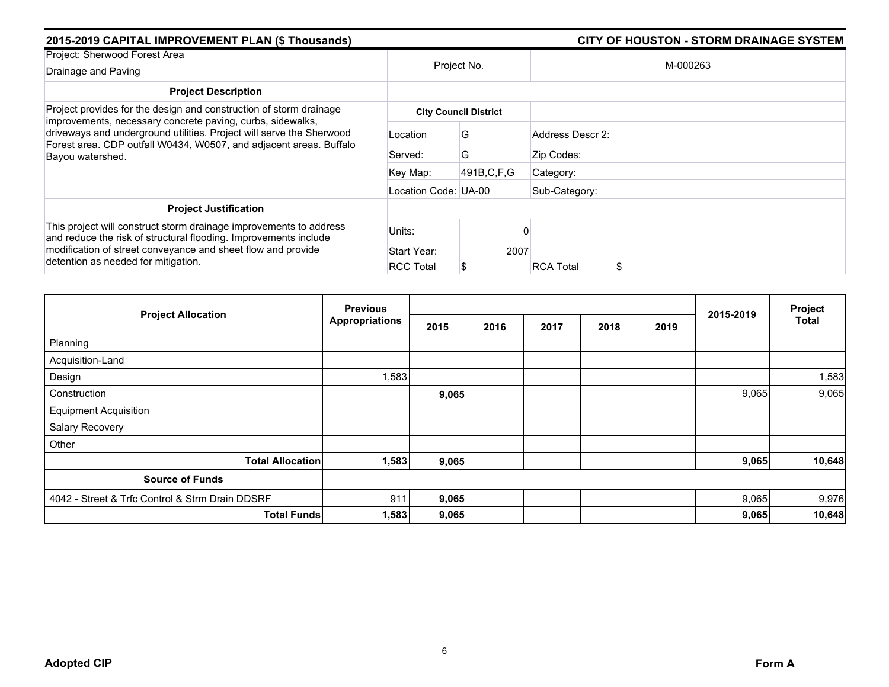## 2015-2019 CAPITAL IMPROVEMENT PLAN ($ Thousands)

## CITY OF HOUSTON - STORM DRAINAGE SYSTEM

| Project: Sherwood Forest Area Drainage and Paving | Project No. | | M-000263 | |
|---|---|---|---|---|
| **Project Description** | | | | |
| Project provides for the design and construction of storm drainage improvements, necessary concrete paving, curbs, sidewalks, driveways and underground utilities. Project will serve the Sherwood Forest area. CDP outfall W0434, W0507, and adjacent areas. Buffalo Bayou watershed. | **City Council District** | | | |
| | Location | G | Address Descr 2: | |
| | Served: | G | Zip Codes: | |
| | Key Map: | 491B,C,F,G | Category: | |
| | Location Code: | UA-00 | Sub-Category: | |
| **Project Justification** | | | | |
| This project will construct storm drainage improvements to address and reduce the risk of structural flooding. Improvements include modification of street conveyance and sheet flow and provide detention as needed for mitigation. | Units: | 0 | | |
| | Start Year: | 2007 | | |
| | RCC Total | $ | RCA Total | $ |

| Project Allocation | Previous Appropriations | 2015 | 2016 | 2017 | 2018 | 2019 | 2015-2019 | Project Total |
|---|---|---|---|---|---|---|---|---|
| Planning | | | | | | | | |
| Acquisition-Land | | | | | | | | |
| Design | 1,583 | | | | | | | 1,583 |
| Construction | | **9,065** | | | | | 9,065 | 9,065 |
| Equipment Acquisition | | | | | | | | |
| Salary Recovery | | | | | | | | |
| Other | | | | | | | | |
| **Total Allocation** | **1,583** | **9,065** | | | | | **9,065** | **10,648** |
| **Source of Funds** | | | | | | | | |
| 4042 - Street & Trfc Control & Strm Drain DDSRF | 911 | **9,065** | | | | | 9,065 | 9,976 |
| **Total Funds** | **1,583** | **9,065** | | | | | **9,065** | **10,648** |

**Adopted CIP**

**Form A**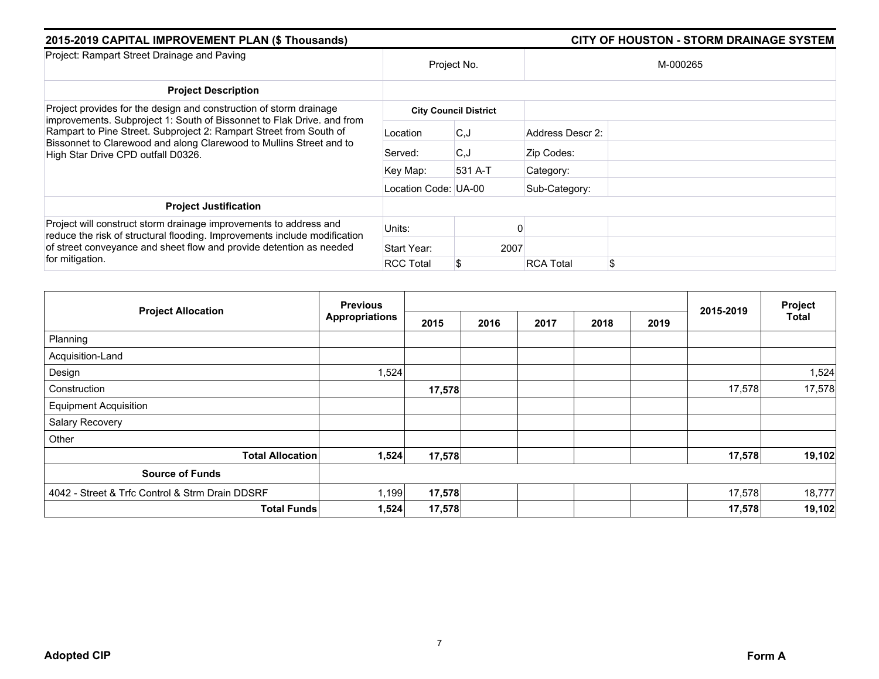## 2015-2019 CAPITAL IMPROVEMENT PLAN ($ Thousands)

## CITY OF HOUSTON - STORM DRAINAGE SYSTEM

| Project: Rampart Street Drainage and Paving | Project No. | | M-000265 | |
|---|---|---|---|---|
| **Project Description** | | | | |
| Project provides for the design and construction of storm drainage improvements. Subproject 1: South of Bissonnet to Flak Drive. and from Rampart to Pine Street. Subproject 2: Rampart Street from South of Bissonnet to Clarewood and along Clarewood to Mullins Street and to High Star Drive CPD outfall D0326. | **City Council District** | | | |
| | Location | C,J | Address Descr 2: | |
| | Served: | C,J | Zip Codes: | |
| | Key Map: | 531 A-T | Category: | |
| | Location Code: | UA-00 | Sub-Category: | |
| **Project Justification** | | | | |
| Project will construct storm drainage improvements to address and reduce the risk of structural flooding. Improvements include modification of street conveyance and sheet flow and provide detention as needed for mitigation. | Units: | 0 | | |
| | Start Year: | 2007 | | |
| | RCC Total | $ | RCA Total | $ |

| Project Allocation | Previous Appropriations | 2015 | 2016 | 2017 | 2018 | 2019 | 2015-2019 | Project Total |
|---|---|---|---|---|---|---|---|---|
| Planning | | | | | | | | |
| Acquisition-Land | | | | | | | | |
| Design | 1,524 | | | | | | | 1,524 |
| Construction | | **17,578** | | | | | 17,578 | 17,578 |
| Equipment Acquisition | | | | | | | | |
| Salary Recovery | | | | | | | | |
| Other | | | | | | | | |
| **Total Allocation** | **1,524** | **17,578** | | | | | **17,578** | **19,102** |
| **Source of Funds** | | | | | | | | |
| 4042 - Street & Trfc Control & Strm Drain DDSRF | 1,199 | **17,578** | | | | | 17,578 | 18,777 |
| **Total Funds** | **1,524** | **17,578** | | | | | **17,578** | **19,102** |

**Adopted CIP** **Form A**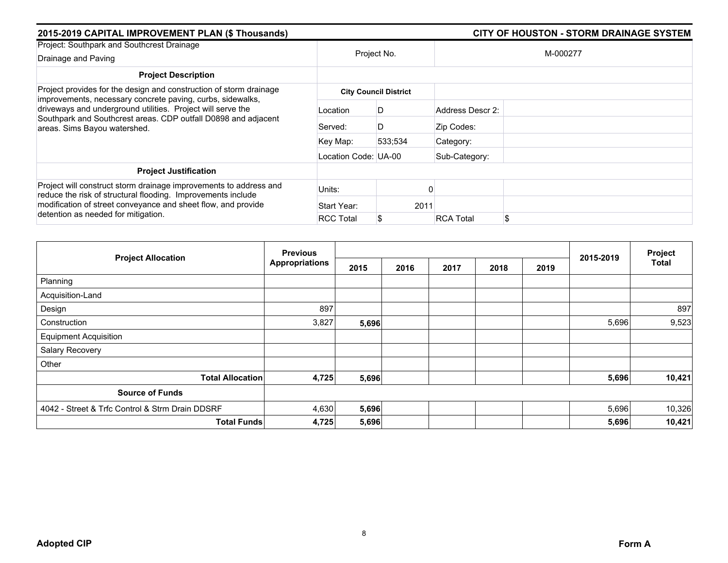**2015-2019 CAPITAL IMPROVEMENT PLAN ($ Thousands)** | **CITY OF HOUSTON - STORM DRAINAGE SYSTEM**

| Project: Southpark and Southcrest Drainage<br>Drainage and Paving | Project No. | | M-000277 | |
|---|---|---|---|---|
| **Project Description** | | | | |
| Project provides for the design and construction of storm drainage improvements, necessary concrete paving, curbs, sidewalks, driveways and underground utilities. Project will serve the Southpark and Southcrest areas. CDP outfall D0898 and adjacent areas. Sims Bayou watershed. | **City Council District** | | | |
| | Location | D | Address Descr 2: | |
| | Served: | D | Zip Codes: | |
| | Key Map: | 533;534 | Category: | |
| | Location Code: | UA-00 | Sub-Category: | |
| **Project Justification** | | | | |
| Project will construct storm drainage improvements to address and reduce the risk of structural flooding. Improvements include modification of street conveyance and sheet flow, and provide detention as needed for mitigation. | Units: | 0 | | |
| | Start Year: | 2011 | | |
| | RCC Total | $ | RCA Total | $ |

| Project Allocation | Previous Appropriations | 2015 | 2016 | 2017 | 2018 | 2019 | 2015-2019 | Project Total |
|---|---|---|---|---|---|---|---|---|
| Planning | | | | | | | | |
| Acquisition-Land | | | | | | | | |
| Design | 897 | | | | | | | 897 |
| Construction | 3,827 | **5,696** | | | | | 5,696 | 9,523 |
| Equipment Acquisition | | | | | | | | |
| Salary Recovery | | | | | | | | |
| Other | | | | | | | | |
| **Total Allocation** | **4,725** | **5,696** | | | | | **5,696** | **10,421** |
| **Source of Funds** | | | | | | | | |
| 4042 - Street & Trfc Control & Strm Drain DDSRF | 4,630 | **5,696** | | | | | 5,696 | 10,326 |
| **Total Funds** | **4,725** | **5,696** | | | | | **5,696** | **10,421** |

**Adopted CIP** | **Form A**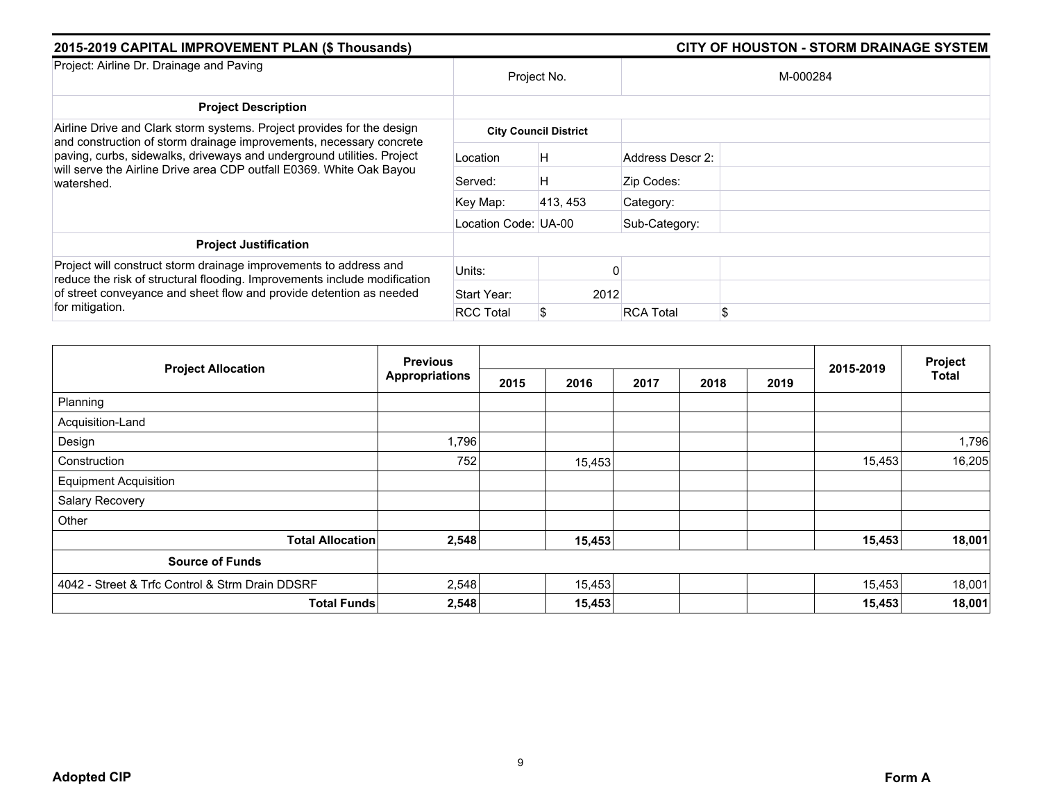## 2015-2019 CAPITAL IMPROVEMENT PLAN ($ Thousands) — CITY OF HOUSTON - STORM DRAINAGE SYSTEM

| Project: Airline Dr. Drainage and Paving | Project No. | | M-000284 | |
|---|---|---|---|---|
| **Project Description** | | | | |
| Airline Drive and Clark storm systems. Project provides for the design and construction of storm drainage improvements, necessary concrete paving, curbs, sidewalks, driveways and underground utilities. Project will serve the Airline Drive area CDP outfall E0369. White Oak Bayou watershed. | **City Council District** | | | |
| | Location | H | Address Descr 2: | |
| | Served: | H | Zip Codes: | |
| | Key Map: | 413, 453 | Category: | |
| | Location Code: | UA-00 | Sub-Category: | |
| **Project Justification** | | | | |
| Project will construct storm drainage improvements to address and reduce the risk of structural flooding. Improvements include modification of street conveyance and sheet flow and provide detention as needed for mitigation. | Units: | 0 | | |
| | Start Year: | 2012 | | |
| | RCC Total | $ | RCA Total | $ |

| Project Allocation | Previous Appropriations | 2015 | 2016 | 2017 | 2018 | 2019 | 2015-2019 | Project Total |
|---|---|---|---|---|---|---|---|---|
| Planning | | | | | | | | |
| Acquisition-Land | | | | | | | | |
| Design | 1,796 | | | | | | | 1,796 |
| Construction | 752 | | 15,453 | | | | 15,453 | 16,205 |
| Equipment Acquisition | | | | | | | | |
| Salary Recovery | | | | | | | | |
| Other | | | | | | | | |
| **Total Allocation** | **2,548** | | **15,453** | | | | **15,453** | **18,001** |
| **Source of Funds** | | | | | | | | |
| 4042 - Street & Trfc Control & Strm Drain DDSRF | 2,548 | | 15,453 | | | | 15,453 | 18,001 |
| **Total Funds** | **2,548** | | **15,453** | | | | **15,453** | **18,001** |

**Adopted CIP** — **Form A**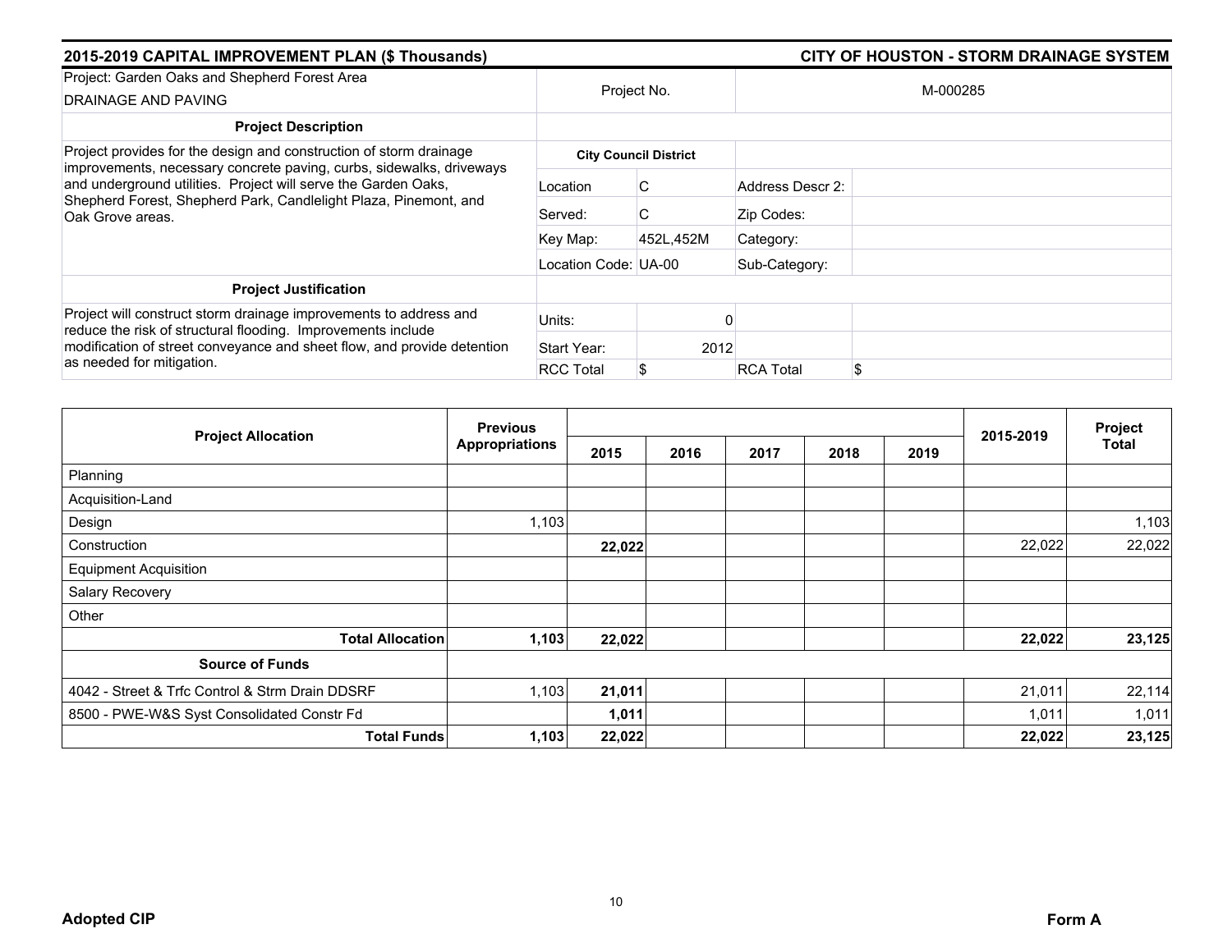## 2015-2019 CAPITAL IMPROVEMENT PLAN ($ Thousands) — CITY OF HOUSTON - STORM DRAINAGE SYSTEM

| Project: Garden Oaks and Shepherd Forest Area DRAINAGE AND PAVING | Project No. | | M-000285 | |
|---|---|---|---|---|
| **Project Description** | | | | |
| Project provides for the design and construction of storm drainage improvements, necessary concrete paving, curbs, sidewalks, driveways and underground utilities. Project will serve the Garden Oaks, Shepherd Forest, Shepherd Park, Candlelight Plaza, Pinemont, and Oak Grove areas. | **City Council District** | | | |
| | Location | C | Address Descr 2: | |
| | Served: | C | Zip Codes: | |
| | Key Map: | 452L,452M | Category: | |
| | Location Code: | UA-00 | Sub-Category: | |
| **Project Justification** | | | | |
| Project will construct storm drainage improvements to address and reduce the risk of structural flooding. Improvements include modification of street conveyance and sheet flow, and provide detention as needed for mitigation. | Units: | 0 | | |
| | Start Year: | 2012 | | |
| | RCC Total | $ | RCA Total | $ |

| Project Allocation | Previous Appropriations | 2015 | 2016 | 2017 | 2018 | 2019 | 2015-2019 | Project Total |
|---|---|---|---|---|---|---|---|---|
| Planning | | | | | | | | |
| Acquisition-Land | | | | | | | | |
| Design | 1,103 | | | | | | | 1,103 |
| Construction | | **22,022** | | | | | 22,022 | 22,022 |
| Equipment Acquisition | | | | | | | | |
| Salary Recovery | | | | | | | | |
| Other | | | | | | | | |
| **Total Allocation** | **1,103** | **22,022** | | | | | **22,022** | **23,125** |
| **Source of Funds** | | | | | | | | |
| 4042 - Street & Trfc Control & Strm Drain DDSRF | 1,103 | **21,011** | | | | | 21,011 | 22,114 |
| 8500 - PWE-W&S Syst Consolidated Constr Fd | | **1,011** | | | | | 1,011 | 1,011 |
| **Total Funds** | **1,103** | **22,022** | | | | | **22,022** | **23,125** |

**Adopted CIP** — **Form A**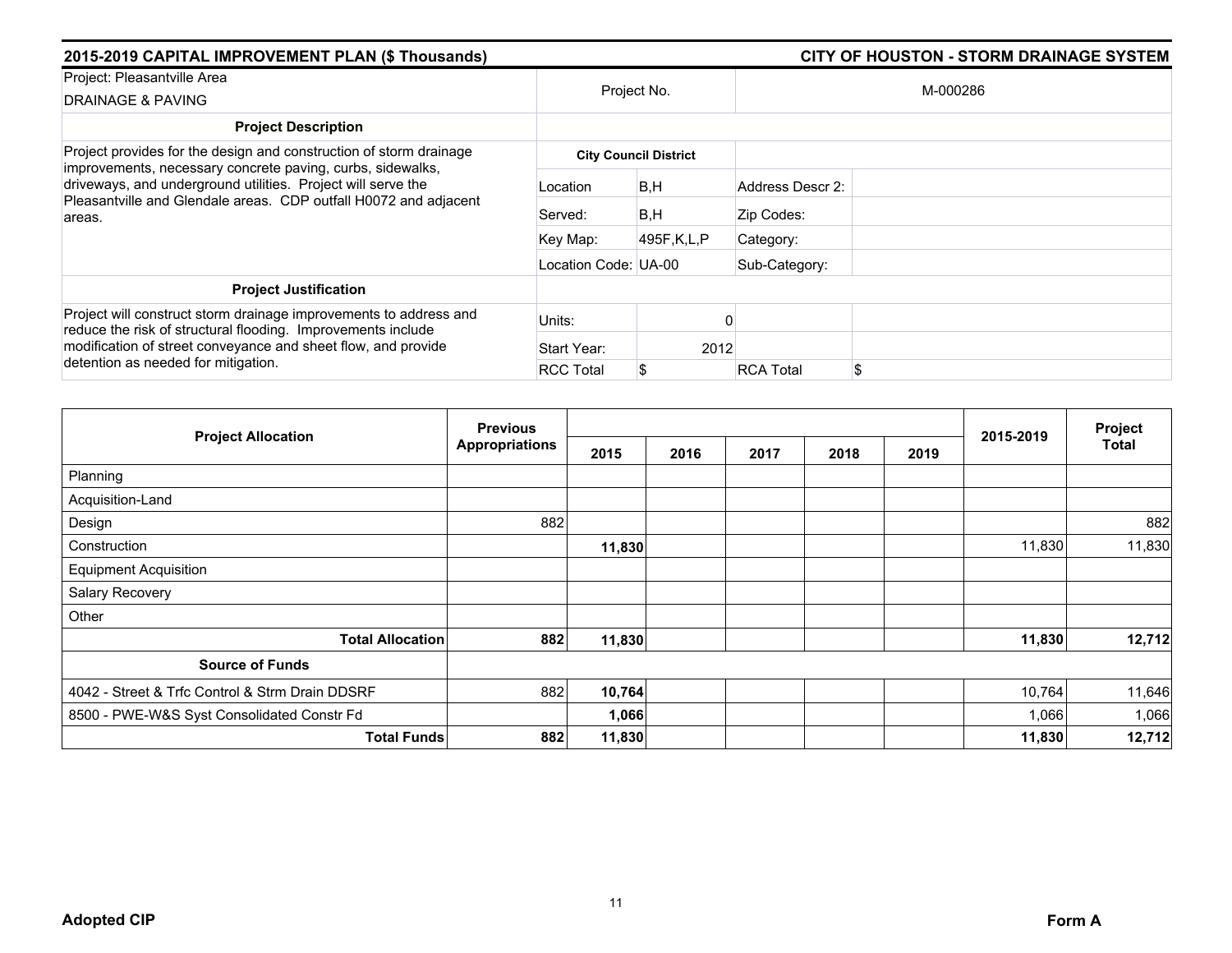## 2015-2019 CAPITAL IMPROVEMENT PLAN ($ Thousands) — CITY OF HOUSTON - STORM DRAINAGE SYSTEM

| Project: Pleasantville Area DRAINAGE & PAVING | Project No. | | M-000286 | |
|---|---|---|---|---|
| **Project Description** | | | | |
| Project provides for the design and construction of storm drainage improvements, necessary concrete paving, curbs, sidewalks, driveways, and underground utilities. Project will serve the Pleasantville and Glendale areas. CDP outfall H0072 and adjacent areas. | **City Council District** | | | |
| | Location | B,H | Address Descr 2: | |
| | Served: | B,H | Zip Codes: | |
| | Key Map: | 495F,K,L,P | Category: | |
| | Location Code: | UA-00 | Sub-Category: | |
| **Project Justification** | | | | |
| Project will construct storm drainage improvements to address and reduce the risk of structural flooding. Improvements include modification of street conveyance and sheet flow, and provide detention as needed for mitigation. | Units: | 0 | | |
| | Start Year: | 2012 | | |
| | RCC Total | $ | RCA Total | $ |

| Project Allocation | Previous Appropriations | 2015 | 2016 | 2017 | 2018 | 2019 | 2015-2019 | Project Total |
|---|---|---|---|---|---|---|---|---|
| Planning | | | | | | | | |
| Acquisition-Land | | | | | | | | |
| Design | 882 | | | | | | | 882 |
| Construction | | **11,830** | | | | | 11,830 | 11,830 |
| Equipment Acquisition | | | | | | | | |
| Salary Recovery | | | | | | | | |
| Other | | | | | | | | |
| **Total Allocation** | **882** | **11,830** | | | | | **11,830** | **12,712** |
| **Source of Funds** | | | | | | | | |
| 4042 - Street & Trfc Control & Strm Drain DDSRF | 882 | **10,764** | | | | | 10,764 | 11,646 |
| 8500 - PWE-W&S Syst Consolidated Constr Fd | | **1,066** | | | | | 1,066 | 1,066 |
| **Total Funds** | **882** | **11,830** | | | | | **11,830** | **12,712** |

**Adopted CIP** — **Form A**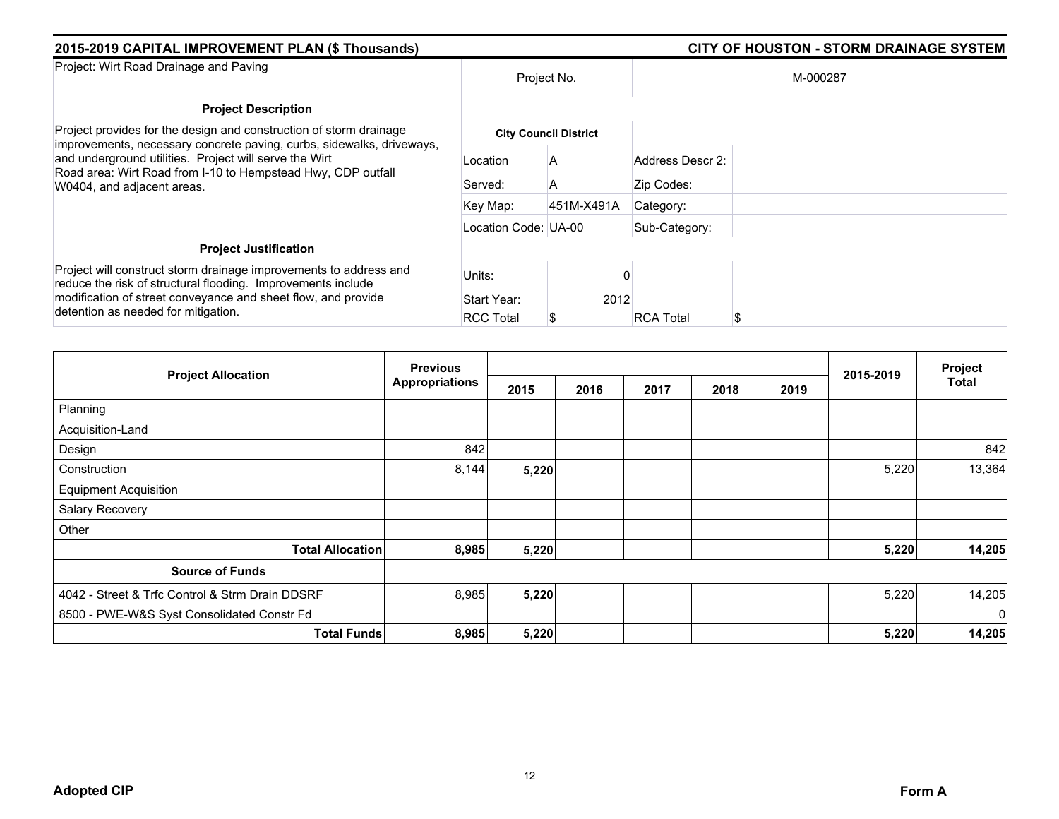## 2015-2019 CAPITAL IMPROVEMENT PLAN ($ Thousands) — CITY OF HOUSTON - STORM DRAINAGE SYSTEM

| Project: Wirt Road Drainage and Paving | Project No. | | M-000287 | |
|---|---|---|---|---|
| **Project Description** | | | | |
| Project provides for the design and construction of storm drainage improvements, necessary concrete paving, curbs, sidewalks, driveways, and underground utilities. Project will serve the Wirt Road area: Wirt Road from I-10 to Hempstead Hwy, CDP outfall W0404, and adjacent areas. | **City Council District** | | | |
| | Location | A | Address Descr 2: | |
| | Served: | A | Zip Codes: | |
| | Key Map: | 451M-X491A | Category: | |
| | Location Code: | UA-00 | Sub-Category: | |
| **Project Justification** | | | | |
| Project will construct storm drainage improvements to address and reduce the risk of structural flooding. Improvements include modification of street conveyance and sheet flow, and provide detention as needed for mitigation. | Units: | 0 | | |
| | Start Year: | 2012 | | |
| | RCC Total | $ | RCA Total | $ |

| Project Allocation | Previous Appropriations | 2015 | 2016 | 2017 | 2018 | 2019 | 2015-2019 | Project Total |
|---|---|---|---|---|---|---|---|---|
| Planning | | | | | | | | |
| Acquisition-Land | | | | | | | | |
| Design | 842 | | | | | | | 842 |
| Construction | 8,144 | **5,220** | | | | | 5,220 | 13,364 |
| Equipment Acquisition | | | | | | | | |
| Salary Recovery | | | | | | | | |
| Other | | | | | | | | |
| **Total Allocation** | **8,985** | **5,220** | | | | | **5,220** | **14,205** |
| **Source of Funds** | | | | | | | | |
| 4042 - Street & Trfc Control & Strm Drain DDSRF | 8,985 | **5,220** | | | | | 5,220 | 14,205 |
| 8500 - PWE-W&S Syst Consolidated Constr Fd | | | | | | | | 0 |
| **Total Funds** | **8,985** | **5,220** | | | | | **5,220** | **14,205** |

**Adopted CIP** — **Form A**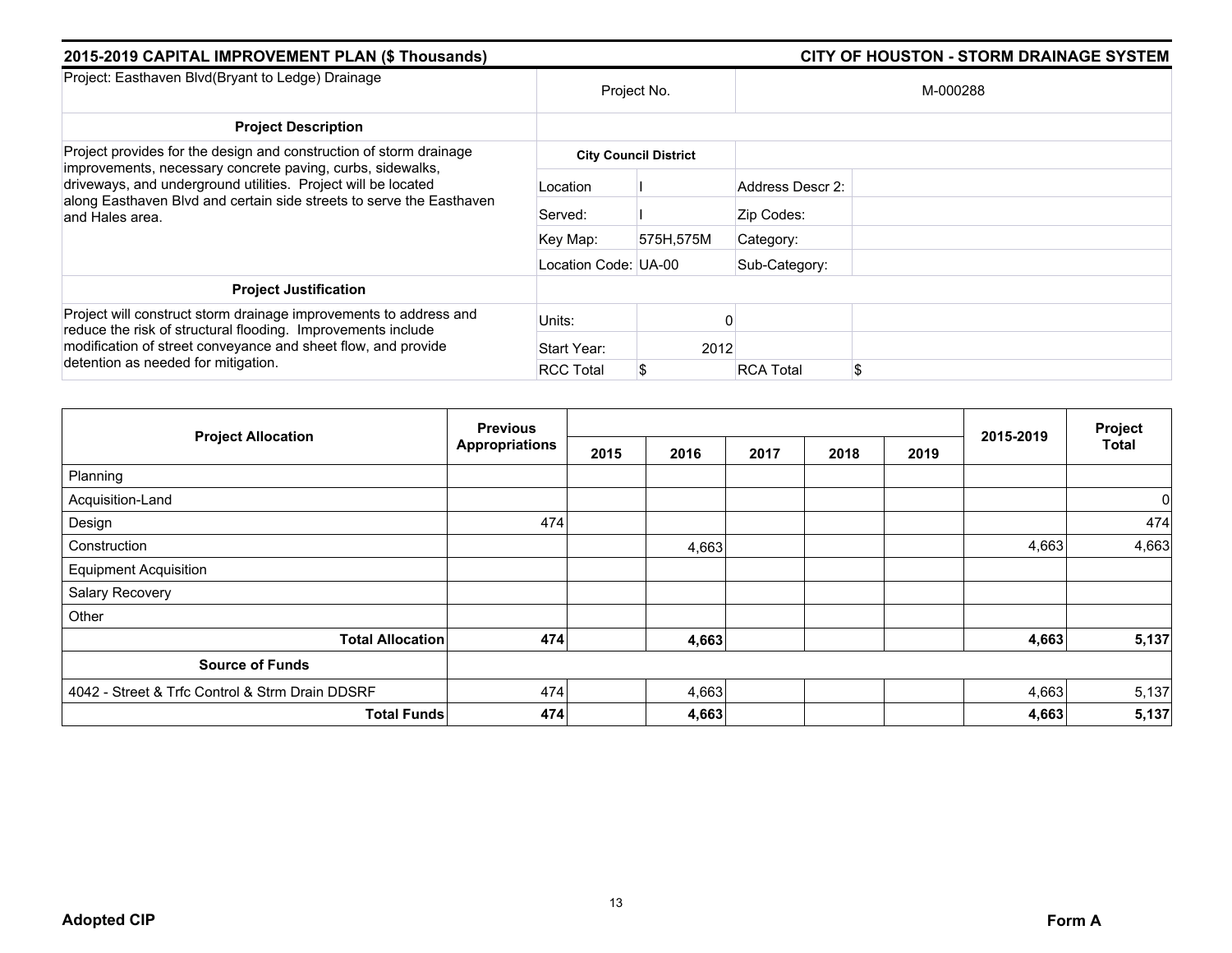## 2015-2019 CAPITAL IMPROVEMENT PLAN ($ Thousands)

## CITY OF HOUSTON - STORM DRAINAGE SYSTEM

| Project: Easthaven Blvd(Bryant to Ledge) Drainage | Project No. | | M-000288 | |
|---|---|---|---|---|
| **Project Description** | | | | |
| Project provides for the design and construction of storm drainage improvements, necessary concrete paving, curbs, sidewalks, driveways, and underground utilities. Project will be located along Easthaven Blvd and certain side streets to serve the Easthaven and Hales area. | **City Council District** | | | |
| | Location | I | Address Descr 2: | |
| | Served: | I | Zip Codes: | |
| | Key Map: | 575H,575M | Category: | |
| | Location Code: | UA-00 | Sub-Category: | |
| **Project Justification** | | | | |
| Project will construct storm drainage improvements to address and reduce the risk of structural flooding. Improvements include modification of street conveyance and sheet flow, and provide detention as needed for mitigation. | Units: | 0 | | |
| | Start Year: | 2012 | | |
| | RCC Total | $ | RCA Total | $ |

| Project Allocation | Previous Appropriations | 2015 | 2016 | 2017 | 2018 | 2019 | 2015-2019 | Project Total |
|---|---|---|---|---|---|---|---|---|
| Planning | | | | | | | | |
| Acquisition-Land | | | | | | | | 0 |
| Design | 474 | | | | | | | 474 |
| Construction | | | 4,663 | | | | 4,663 | 4,663 |
| Equipment Acquisition | | | | | | | | |
| Salary Recovery | | | | | | | | |
| Other | | | | | | | | |
| **Total Allocation** | **474** | | **4,663** | | | | **4,663** | **5,137** |
| **Source of Funds** | | | | | | | | |
| 4042 - Street & Trfc Control & Strm Drain DDSRF | 474 | | 4,663 | | | | 4,663 | 5,137 |
| **Total Funds** | **474** | | **4,663** | | | | **4,663** | **5,137** |

**Adopted CIP** **Form A**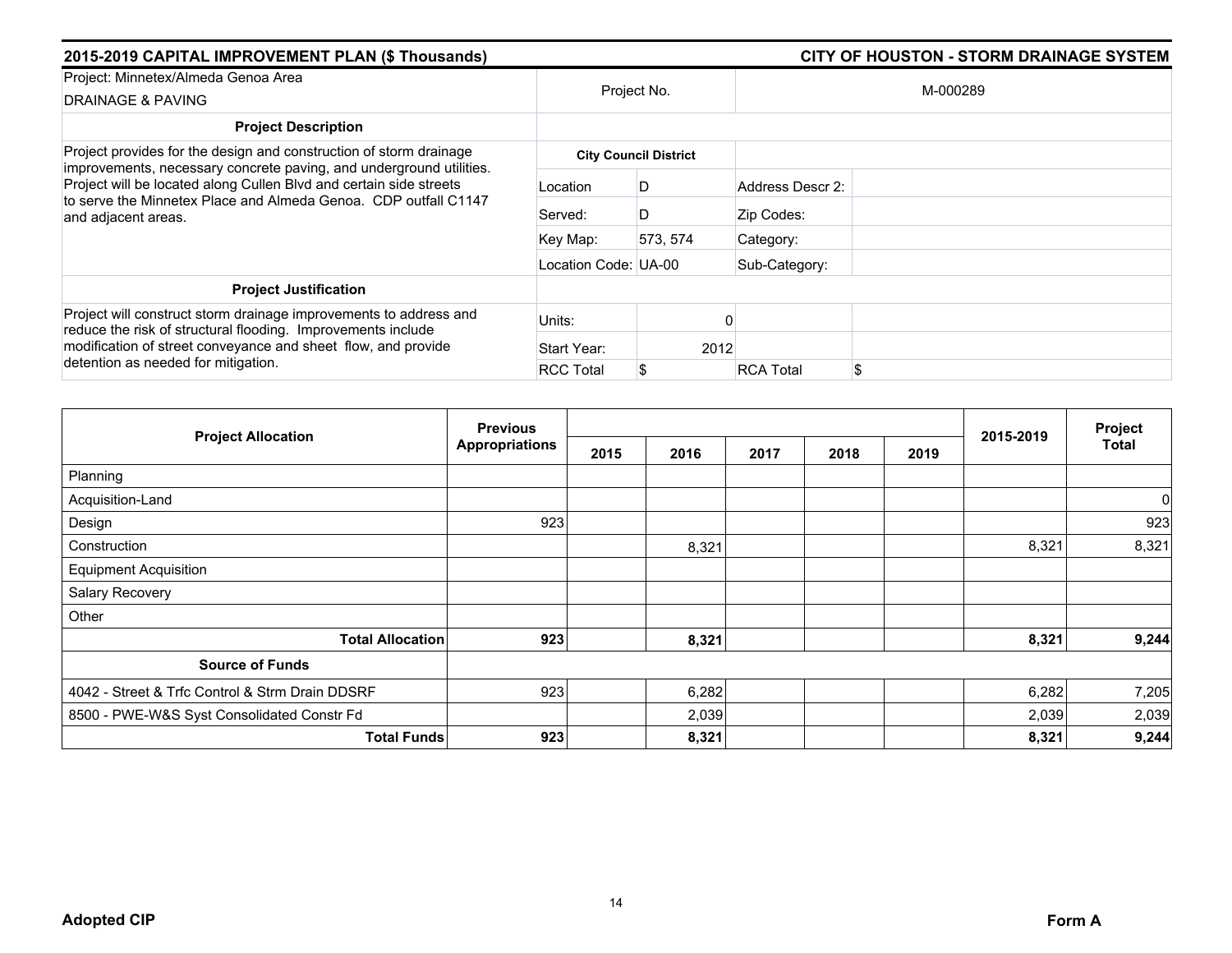## 2015-2019 CAPITAL IMPROVEMENT PLAN ($ Thousands)

## CITY OF HOUSTON - STORM DRAINAGE SYSTEM

| Project: Minnetex/Almeda Genoa Area<br>DRAINAGE & PAVING | Project No. | | M-000289 | |
|---|---|---|---|---|
| **Project Description** | | | | |
| Project provides for the design and construction of storm drainage improvements, necessary concrete paving, and underground utilities. Project will be located along Cullen Blvd and certain side streets to serve the Minnetex Place and Almeda Genoa. CDP outfall C1147 and adjacent areas. | **City Council District** | | | |
| | Location | D | Address Descr 2: | |
| | Served: | D | Zip Codes: | |
| | Key Map: | 573, 574 | Category: | |
| | Location Code: | UA-00 | Sub-Category: | |
| **Project Justification** | | | | |
| Project will construct storm drainage improvements to address and reduce the risk of structural flooding. Improvements include modification of street conveyance and sheet flow, and provide detention as needed for mitigation. | Units: | 0 | | |
| | Start Year: | 2012 | | |
| | RCC Total | $ | RCA Total | $ |

| Project Allocation | Previous Appropriations | 2015 | 2016 | 2017 | 2018 | 2019 | 2015-2019 | Project Total |
|---|---|---|---|---|---|---|---|---|
| Planning | | | | | | | | |
| Acquisition-Land | | | | | | | | 0 |
| Design | 923 | | | | | | | 923 |
| Construction | | | 8,321 | | | | 8,321 | 8,321 |
| Equipment Acquisition | | | | | | | | |
| Salary Recovery | | | | | | | | |
| Other | | | | | | | | |
| **Total Allocation** | **923** | | **8,321** | | | | **8,321** | **9,244** |
| **Source of Funds** | | | | | | | | |
| 4042 - Street & Trfc Control & Strm Drain DDSRF | 923 | | 6,282 | | | | 6,282 | 7,205 |
| 8500 - PWE-W&S Syst Consolidated Constr Fd | | | 2,039 | | | | 2,039 | 2,039 |
| **Total Funds** | **923** | | **8,321** | | | | **8,321** | **9,244** |

**Adopted CIP** **Form A**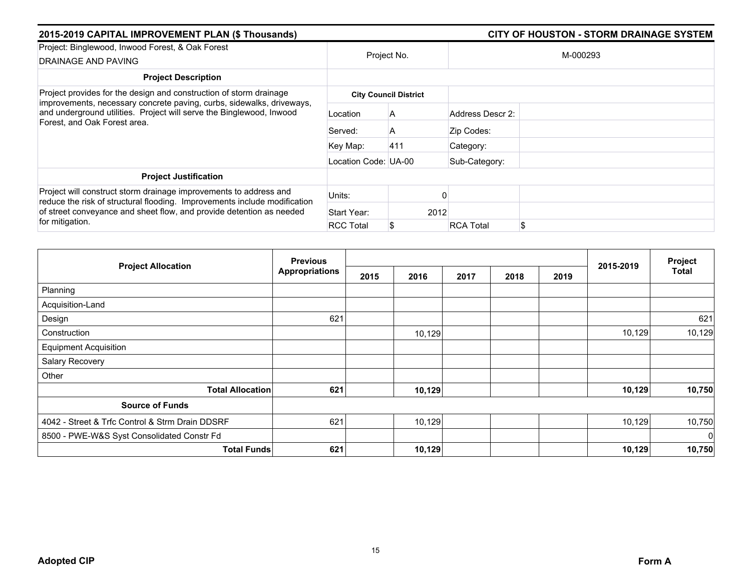## 2015-2019 CAPITAL IMPROVEMENT PLAN ($ Thousands)

## CITY OF HOUSTON - STORM DRAINAGE SYSTEM

| Project: Binglewood, Inwood Forest, & Oak Forest DRAINAGE AND PAVING | Project No. | | M-000293 | |
|---|---|---|---|---|
| **Project Description** | | | | |
| Project provides for the design and construction of storm drainage improvements, necessary concrete paving, curbs, sidewalks, driveways, and underground utilities. Project will serve the Binglewood, Inwood Forest, and Oak Forest area. | **City Council District** | | | |
| | Location | A | Address Descr 2: | |
| | Served: | A | Zip Codes: | |
| | Key Map: | 411 | Category: | |
| | Location Code: | UA-00 | Sub-Category: | |
| **Project Justification** | | | | |
| Project will construct storm drainage improvements to address and reduce the risk of structural flooding. Improvements include modification of street conveyance and sheet flow, and provide detention as needed for mitigation. | Units: | 0 | | |
| | Start Year: | 2012 | | |
| | RCC Total | $ | RCA Total | $ |

| Project Allocation | Previous Appropriations | 2015 | 2016 | 2017 | 2018 | 2019 | 2015-2019 | Project Total |
|---|---|---|---|---|---|---|---|---|
| Planning | | | | | | | | |
| Acquisition-Land | | | | | | | | |
| Design | 621 | | | | | | | 621 |
| Construction | | | 10,129 | | | | 10,129 | 10,129 |
| Equipment Acquisition | | | | | | | | |
| Salary Recovery | | | | | | | | |
| Other | | | | | | | | |
| **Total Allocation** | **621** | | **10,129** | | | | **10,129** | **10,750** |
| **Source of Funds** | | | | | | | | |
| 4042 - Street & Trfc Control & Strm Drain DDSRF | 621 | | 10,129 | | | | 10,129 | 10,750 |
| 8500 - PWE-W&S Syst Consolidated Constr Fd | | | | | | | | 0 |
| **Total Funds** | **621** | | **10,129** | | | | **10,129** | **10,750** |

**Adopted CIP** **Form A**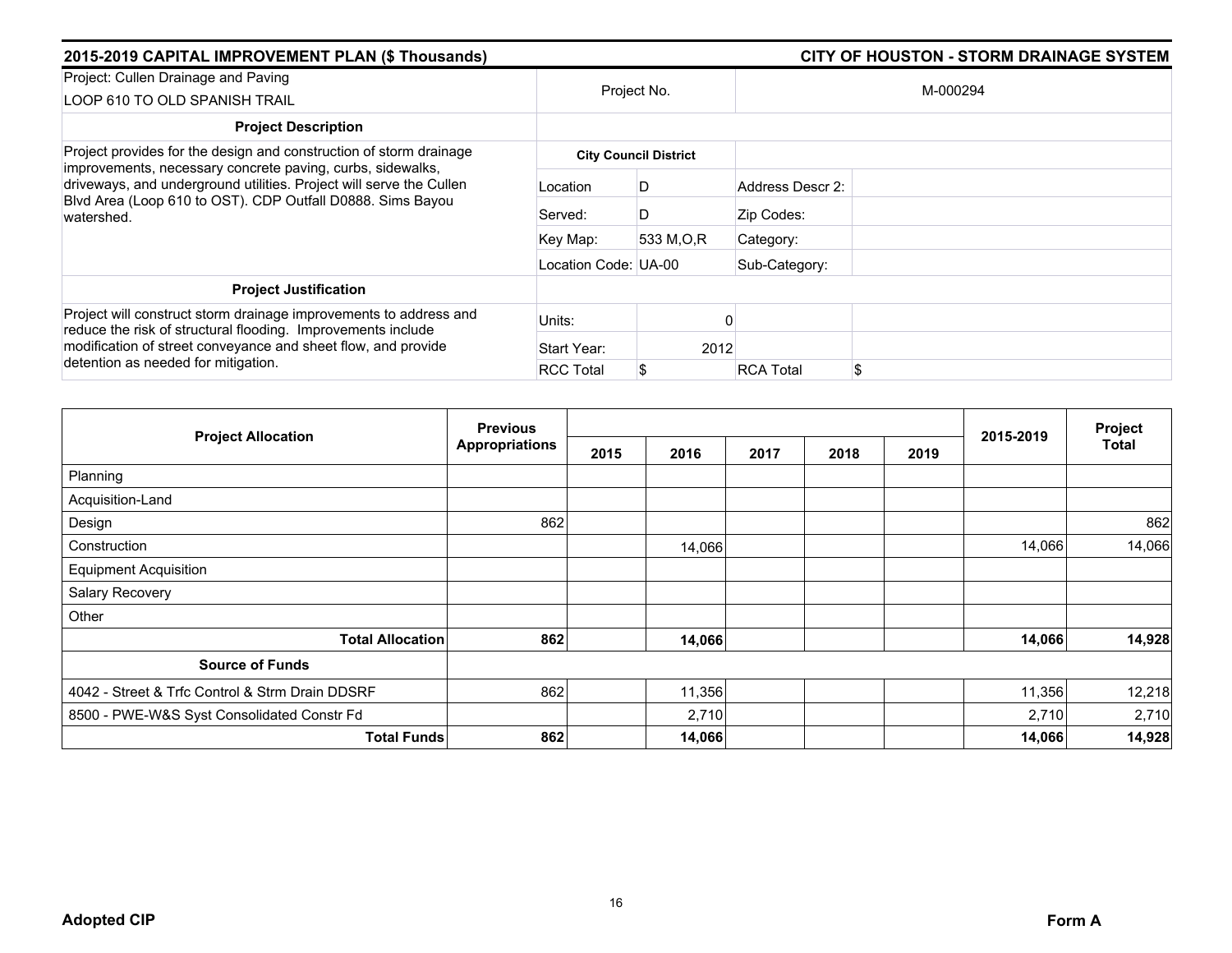## 2015-2019 CAPITAL IMPROVEMENT PLAN ($ Thousands)

## CITY OF HOUSTON - STORM DRAINAGE SYSTEM

| Project: Cullen Drainage and Paving<br>LOOP 610 TO OLD SPANISH TRAIL | Project No. | | M-000294 | |
|---|---|---|---|---|
| **Project Description** | | | | |
| Project provides for the design and construction of storm drainage improvements, necessary concrete paving, curbs, sidewalks, driveways, and underground utilities. Project will serve the Cullen Blvd Area (Loop 610 to OST). CDP Outfall D0888. Sims Bayou watershed. | **City Council District** | | | |
| | Location | D | Address Descr 2: | |
| | Served: | D | Zip Codes: | |
| | Key Map: | 533 M,O,R | Category: | |
| | Location Code: | UA-00 | Sub-Category: | |
| **Project Justification** | | | | |
| Project will construct storm drainage improvements to address and reduce the risk of structural flooding. Improvements include modification of street conveyance and sheet flow, and provide detention as needed for mitigation. | Units: | 0 | | |
| | Start Year: | 2012 | | |
| | RCC Total | $ | RCA Total | $ |

| Project Allocation | Previous Appropriations | 2015 | 2016 | 2017 | 2018 | 2019 | 2015-2019 | Project Total |
|---|---|---|---|---|---|---|---|---|
| Planning | | | | | | | | |
| Acquisition-Land | | | | | | | | |
| Design | 862 | | | | | | | 862 |
| Construction | | | 14,066 | | | | 14,066 | 14,066 |
| Equipment Acquisition | | | | | | | | |
| Salary Recovery | | | | | | | | |
| Other | | | | | | | | |
| **Total Allocation** | **862** | | **14,066** | | | | **14,066** | **14,928** |
| **Source of Funds** | | | | | | | | |
| 4042 - Street & Trfc Control & Strm Drain DDSRF | 862 | | 11,356 | | | | 11,356 | 12,218 |
| 8500 - PWE-W&S Syst Consolidated Constr Fd | | | 2,710 | | | | 2,710 | 2,710 |
| **Total Funds** | **862** | | **14,066** | | | | **14,066** | **14,928** |

**Adopted CIP** **Form A**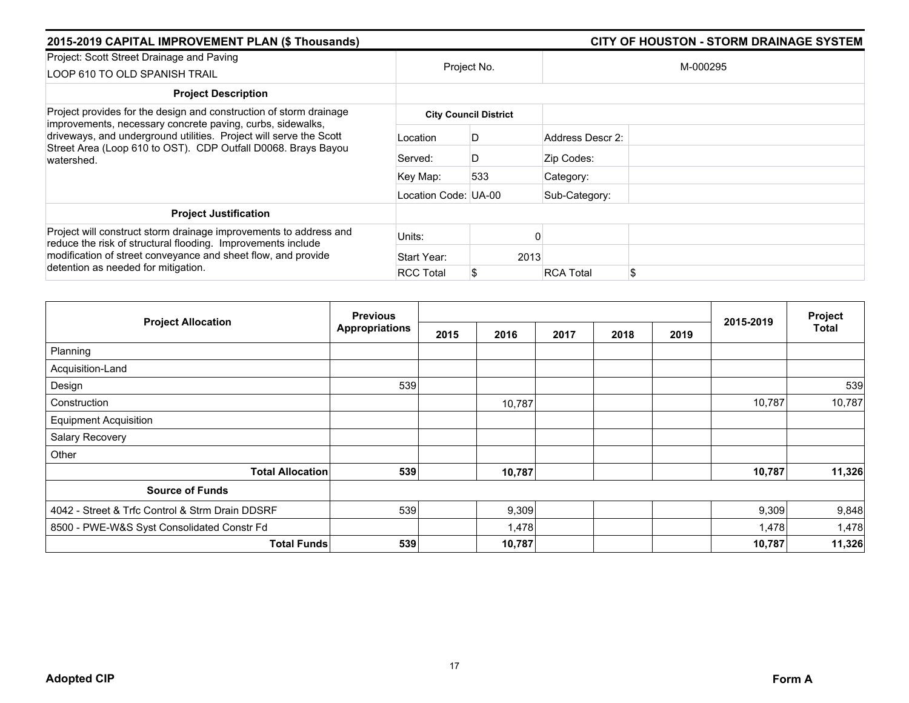## 2015-2019 CAPITAL IMPROVEMENT PLAN ($ Thousands) — CITY OF HOUSTON - STORM DRAINAGE SYSTEM

| Project: Scott Street Drainage and Paving<br>LOOP 610 TO OLD SPANISH TRAIL | Project No. | | M-000295 | |
|---|---|---|---|---|
| **Project Description** | | | | |
| Project provides for the design and construction of storm drainage improvements, necessary concrete paving, curbs, sidewalks, driveways, and underground utilities. Project will serve the Scott Street Area (Loop 610 to OST). CDP Outfall D0068. Brays Bayou watershed. | **City Council District** | | | |
| | Location | D | Address Descr 2: | |
| | Served: | D | Zip Codes: | |
| | Key Map: | 533 | Category: | |
| | Location Code: | UA-00 | Sub-Category: | |
| **Project Justification** | | | | |
| Project will construct storm drainage improvements to address and reduce the risk of structural flooding. Improvements include modification of street conveyance and sheet flow, and provide detention as needed for mitigation. | Units: | 0 | | |
| | Start Year: | 2013 | | |
| | RCC Total | $ | RCA Total | $ |

| Project Allocation | Previous Appropriations | 2015 | 2016 | 2017 | 2018 | 2019 | 2015-2019 | Project Total |
|---|---|---|---|---|---|---|---|---|
| Planning | | | | | | | | |
| Acquisition-Land | | | | | | | | |
| Design | 539 | | | | | | | 539 |
| Construction | | | 10,787 | | | | 10,787 | 10,787 |
| Equipment Acquisition | | | | | | | | |
| Salary Recovery | | | | | | | | |
| Other | | | | | | | | |
| **Total Allocation** | **539** | | **10,787** | | | | **10,787** | **11,326** |
| **Source of Funds** | | | | | | | | |
| 4042 - Street & Trfc Control & Strm Drain DDSRF | 539 | | 9,309 | | | | 9,309 | 9,848 |
| 8500 - PWE-W&S Syst Consolidated Constr Fd | | | 1,478 | | | | 1,478 | 1,478 |
| **Total Funds** | **539** | | **10,787** | | | | **10,787** | **11,326** |

**Adopted CIP** — **Form A**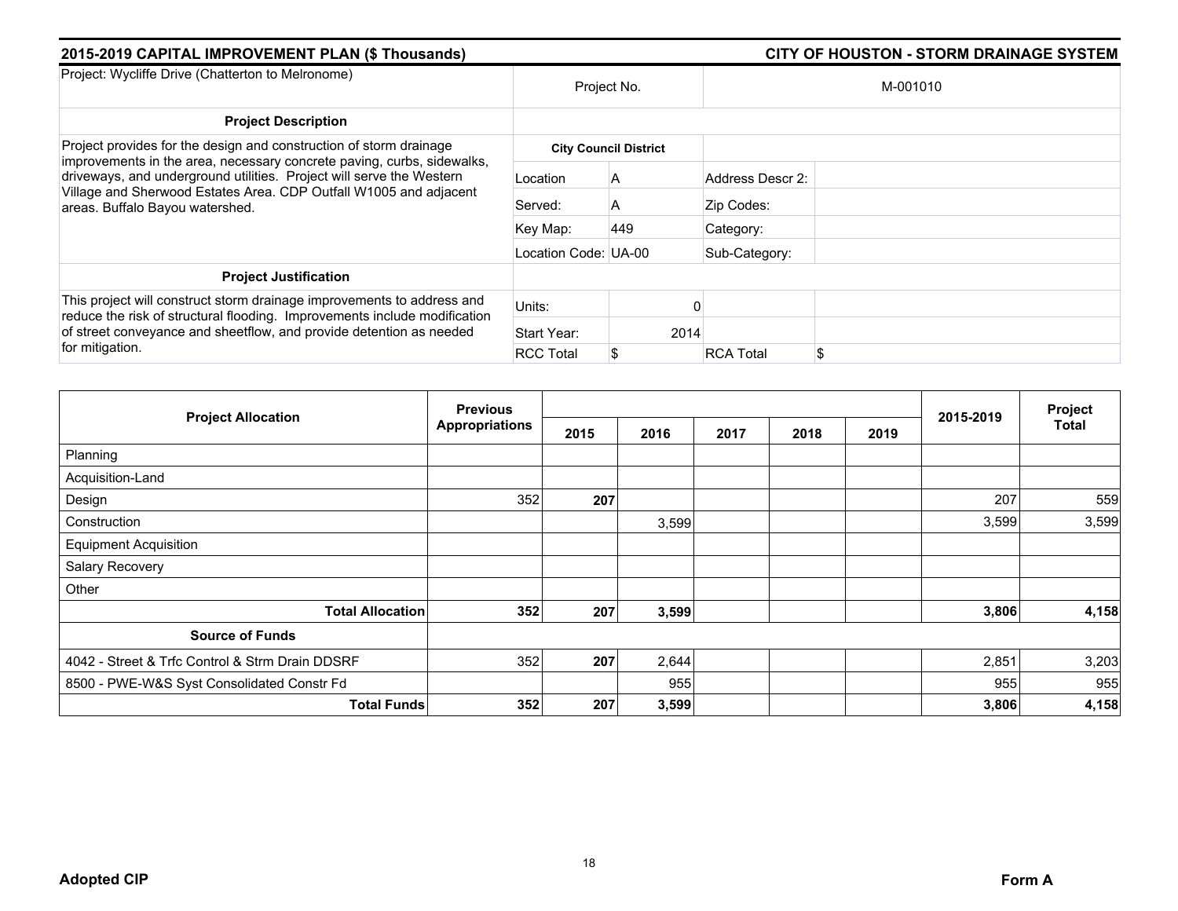## 2015-2019 CAPITAL IMPROVEMENT PLAN ($ Thousands) — CITY OF HOUSTON - STORM DRAINAGE SYSTEM

| Project: Wycliffe Drive (Chatterton to Melronome) | Project No. | | M-001010 | |
|---|---|---|---|---|
| **Project Description** | | | | |
| Project provides for the design and construction of storm drainage improvements in the area, necessary concrete paving, curbs, sidewalks, driveways, and underground utilities. Project will serve the Western Village and Sherwood Estates Area. CDP Outfall W1005 and adjacent areas. Buffalo Bayou watershed. | **City Council District** | | | |
| | Location | A | Address Descr 2: | |
| | Served: | A | Zip Codes: | |
| | Key Map: | 449 | Category: | |
| | Location Code: | UA-00 | Sub-Category: | |
| **Project Justification** | | | | |
| This project will construct storm drainage improvements to address and reduce the risk of structural flooding. Improvements include modification of street conveyance and sheetflow, and provide detention as needed for mitigation. | Units: | 0 | | |
| | Start Year: | 2014 | | |
| | RCC Total | $ | RCA Total | $ |

| Project Allocation | Previous Appropriations | 2015 | 2016 | 2017 | 2018 | 2019 | 2015-2019 | Project Total |
|---|---|---|---|---|---|---|---|---|
| Planning | | | | | | | | |
| Acquisition-Land | | | | | | | | |
| Design | 352 | **207** | | | | | 207 | 559 |
| Construction | | | 3,599 | | | | 3,599 | 3,599 |
| Equipment Acquisition | | | | | | | | |
| Salary Recovery | | | | | | | | |
| Other | | | | | | | | |
| **Total Allocation** | **352** | **207** | **3,599** | | | | **3,806** | **4,158** |
| **Source of Funds** | | | | | | | | |
| 4042 - Street & Trfc Control & Strm Drain DDSRF | 352 | **207** | 2,644 | | | | 2,851 | 3,203 |
| 8500 - PWE-W&S Syst Consolidated Constr Fd | | | 955 | | | | 955 | 955 |
| **Total Funds** | **352** | **207** | **3,599** | | | | **3,806** | **4,158** |

**Adopted CIP** — **Form A**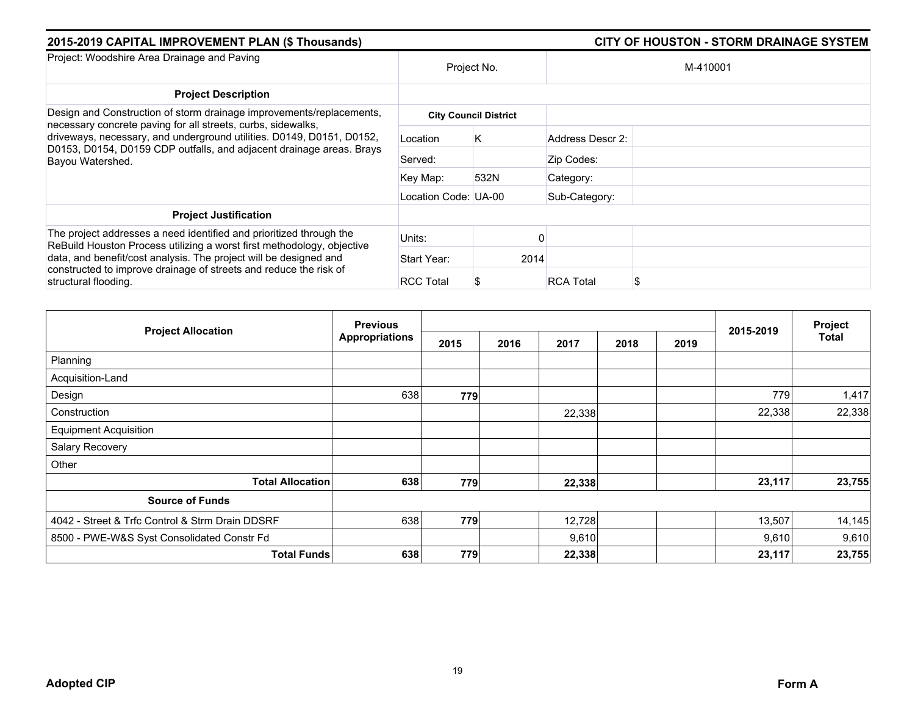## 2015-2019 CAPITAL IMPROVEMENT PLAN ($ Thousands)

## CITY OF HOUSTON - STORM DRAINAGE SYSTEM

| Project: Woodshire Area Drainage and Paving | Project No. | | M-410001 | |
|---|---|---|---|---|
| **Project Description** | | | | |
| Design and Construction of storm drainage improvements/replacements, necessary concrete paving for all streets, curbs, sidewalks, driveways, necessary, and underground utilities. D0149, D0151, D0152, D0153, D0154, D0159 CDP outfalls, and adjacent drainage areas. Brays Bayou Watershed. | **City Council District** | | | |
| | Location | K | Address Descr 2: | |
| | Served: | | Zip Codes: | |
| | Key Map: | 532N | Category: | |
| | Location Code: | UA-00 | Sub-Category: | |
| **Project Justification** | | | | |
| The project addresses a need identified and prioritized through the ReBuild Houston Process utilizing a worst first methodology, objective data, and benefit/cost analysis. The project will be designed and constructed to improve drainage of streets and reduce the risk of structural flooding. | Units: | 0 | | |
| | Start Year: | 2014 | | |
| | RCC Total | $ | RCA Total | $ |

| Project Allocation | Previous Appropriations | 2015 | 2016 | 2017 | 2018 | 2019 | 2015-2019 | Project Total |
|---|---|---|---|---|---|---|---|---|
| Planning | | | | | | | | |
| Acquisition-Land | | | | | | | | |
| Design | 638 | **779** | | | | | 779 | 1,417 |
| Construction | | | | 22,338 | | | 22,338 | 22,338 |
| Equipment Acquisition | | | | | | | | |
| Salary Recovery | | | | | | | | |
| Other | | | | | | | | |
| **Total Allocation** | **638** | **779** | | **22,338** | | | **23,117** | **23,755** |
| **Source of Funds** | | | | | | | | |
| 4042 - Street & Trfc Control & Strm Drain DDSRF | 638 | **779** | | 12,728 | | | 13,507 | 14,145 |
| 8500 - PWE-W&S Syst Consolidated Constr Fd | | | | 9,610 | | | 9,610 | 9,610 |
| **Total Funds** | **638** | **779** | | **22,338** | | | **23,117** | **23,755** |

**Adopted CIP** **Form A**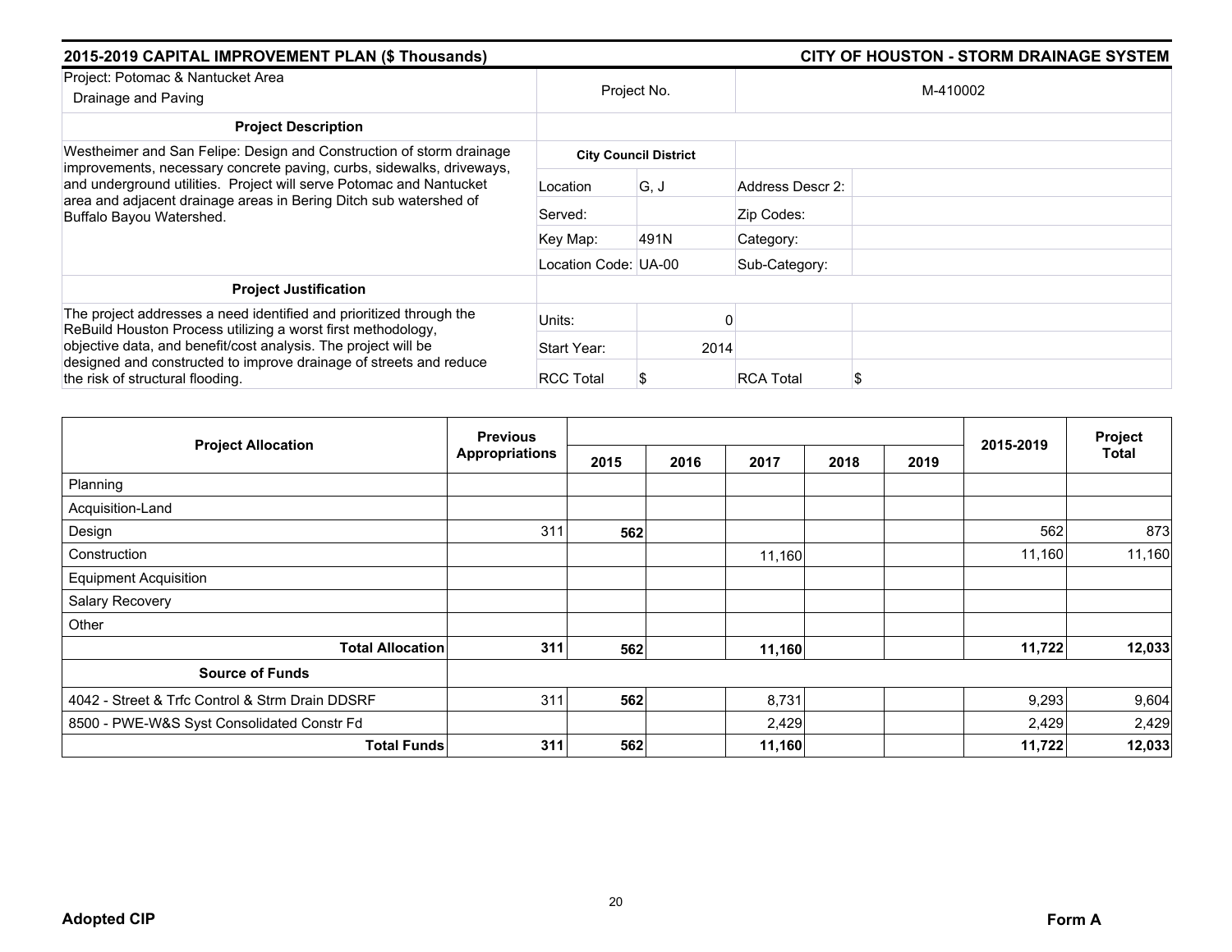## 2015-2019 CAPITAL IMPROVEMENT PLAN ($ Thousands)

## CITY OF HOUSTON - STORM DRAINAGE SYSTEM

| Project: Potomac & Nantucket Area Drainage and Paving | Project No. | | M-410002 | |
|---|---|---|---|---|
| **Project Description** | | | | |
| Westheimer and San Felipe: Design and Construction of storm drainage improvements, necessary concrete paving, curbs, sidewalks, driveways, and underground utilities. Project will serve Potomac and Nantucket area and adjacent drainage areas in Bering Ditch sub watershed of Buffalo Bayou Watershed. | **City Council District** | | | |
| | Location | G, J | Address Descr 2: | |
| | Served: | | Zip Codes: | |
| | Key Map: | 491N | Category: | |
| | Location Code: | UA-00 | Sub-Category: | |
| **Project Justification** | | | | |
| The project addresses a need identified and prioritized through the ReBuild Houston Process utilizing a worst first methodology, objective data, and benefit/cost analysis. The project will be designed and constructed to improve drainage of streets and reduce the risk of structural flooding. | Units: | 0 | | |
| | Start Year: | 2014 | | |
| | RCC Total | $ | RCA Total | $ |

| Project Allocation | Previous Appropriations | 2015 | 2016 | 2017 | 2018 | 2019 | 2015-2019 | Project Total |
|---|---|---|---|---|---|---|---|---|
| Planning | | | | | | | | |
| Acquisition-Land | | | | | | | | |
| Design | 311 | **562** | | | | | 562 | 873 |
| Construction | | | | 11,160 | | | 11,160 | 11,160 |
| Equipment Acquisition | | | | | | | | |
| Salary Recovery | | | | | | | | |
| Other | | | | | | | | |
| **Total Allocation** | **311** | **562** | | **11,160** | | | **11,722** | **12,033** |
| **Source of Funds** | | | | | | | | |
| 4042 - Street & Trfc Control & Strm Drain DDSRF | 311 | **562** | | 8,731 | | | 9,293 | 9,604 |
| 8500 - PWE-W&S Syst Consolidated Constr Fd | | | | 2,429 | | | 2,429 | 2,429 |
| **Total Funds** | **311** | **562** | | **11,160** | | | **11,722** | **12,033** |

**Adopted CIP** **Form A**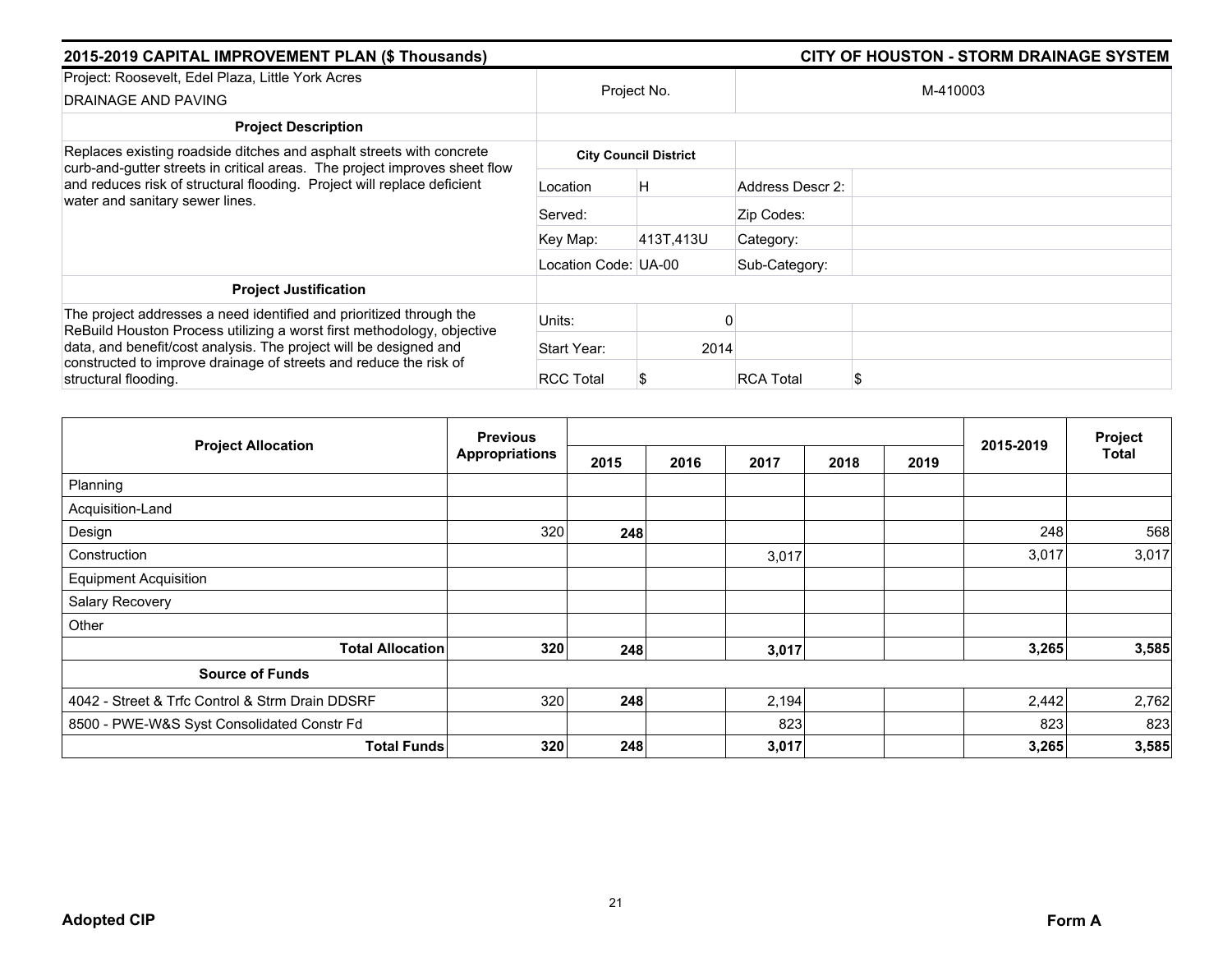## 2015-2019 CAPITAL IMPROVEMENT PLAN ($ Thousands)

## CITY OF HOUSTON - STORM DRAINAGE SYSTEM

| Project: Roosevelt, Edel Plaza, Little York Acres DRAINAGE AND PAVING | Project No. | | M-410003 | |
|---|---|---|---|---|
| **Project Description** | | | | |
| Replaces existing roadside ditches and asphalt streets with concrete curb-and-gutter streets in critical areas. The project improves sheet flow and reduces risk of structural flooding. Project will replace deficient water and sanitary sewer lines. | **City Council District** | | | |
| | Location | H | Address Descr 2: | |
| | Served: | | Zip Codes: | |
| | Key Map: | 413T,413U | Category: | |
| | Location Code: | UA-00 | Sub-Category: | |
| **Project Justification** | | | | |
| The project addresses a need identified and prioritized through the ReBuild Houston Process utilizing a worst first methodology, objective data, and benefit/cost analysis. The project will be designed and constructed to improve drainage of streets and reduce the risk of structural flooding. | Units: | 0 | | |
| | Start Year: | 2014 | | |
| | RCC Total | $ | RCA Total | $ |

| Project Allocation | Previous Appropriations | 2015 | 2016 | 2017 | 2018 | 2019 | 2015-2019 | Project Total |
|---|---|---|---|---|---|---|---|---|
| Planning | | | | | | | | |
| Acquisition-Land | | | | | | | | |
| Design | 320 | **248** | | | | | 248 | 568 |
| Construction | | | | 3,017 | | | 3,017 | 3,017 |
| Equipment Acquisition | | | | | | | | |
| Salary Recovery | | | | | | | | |
| Other | | | | | | | | |
| **Total Allocation** | **320** | **248** | | **3,017** | | | **3,265** | **3,585** |
| **Source of Funds** | | | | | | | | |
| 4042 - Street & Trfc Control & Strm Drain DDSRF | 320 | **248** | | 2,194 | | | 2,442 | 2,762 |
| 8500 - PWE-W&S Syst Consolidated Constr Fd | | | | 823 | | | 823 | 823 |
| **Total Funds** | **320** | **248** | | **3,017** | | | **3,265** | **3,585** |

**Adopted CIP**

**Form A**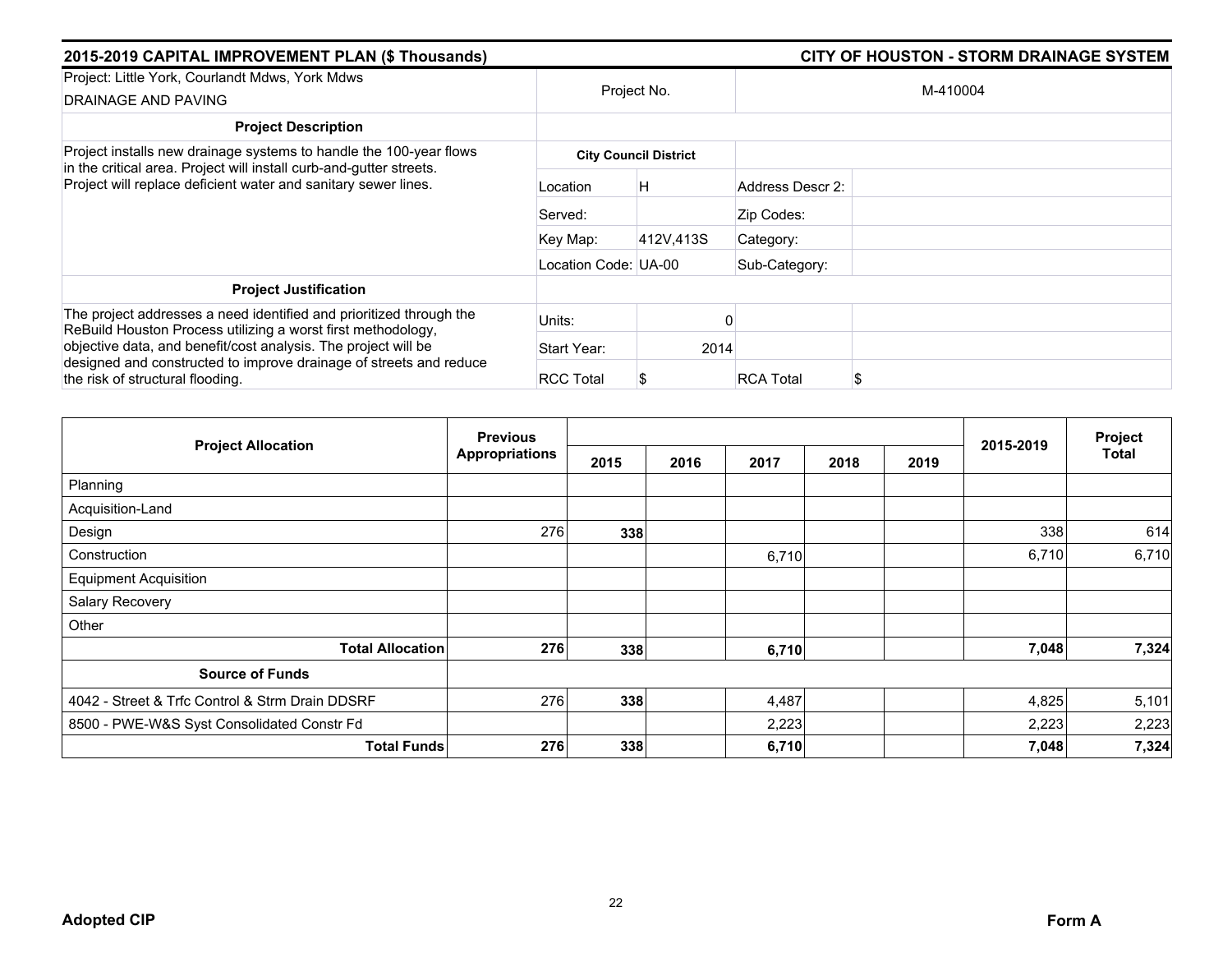## 2015-2019 CAPITAL IMPROVEMENT PLAN ($ Thousands)

## CITY OF HOUSTON - STORM DRAINAGE SYSTEM

| Project: Little York, Courlandt Mdws, York Mdws DRAINAGE AND PAVING | Project No. | | M-410004 | |
|---|---|---|---|---|
| **Project Description** | | | | |
| Project installs new drainage systems to handle the 100-year flows in the critical area. Project will install curb-and-gutter streets. Project will replace deficient water and sanitary sewer lines. | **City Council District** | | | |
| | Location | H | Address Descr 2: | |
| | Served: | | Zip Codes: | |
| | Key Map: | 412V,413S | Category: | |
| | Location Code: | UA-00 | Sub-Category: | |
| **Project Justification** | | | | |
| The project addresses a need identified and prioritized through the ReBuild Houston Process utilizing a worst first methodology, objective data, and benefit/cost analysis. The project will be designed and constructed to improve drainage of streets and reduce the risk of structural flooding. | Units: | 0 | | |
| | Start Year: | 2014 | | |
| | RCC Total | $ | RCA Total | $ |

| Project Allocation | Previous Appropriations | 2015 | 2016 | 2017 | 2018 | 2019 | 2015-2019 | Project Total |
|---|---|---|---|---|---|---|---|---|
| Planning | | | | | | | | |
| Acquisition-Land | | | | | | | | |
| Design | 276 | **338** | | | | | 338 | 614 |
| Construction | | | | 6,710 | | | 6,710 | 6,710 |
| Equipment Acquisition | | | | | | | | |
| Salary Recovery | | | | | | | | |
| Other | | | | | | | | |
| **Total Allocation** | **276** | **338** | | **6,710** | | | **7,048** | **7,324** |
| **Source of Funds** | | | | | | | | |
| 4042 - Street & Trfc Control & Strm Drain DDSRF | 276 | **338** | | 4,487 | | | 4,825 | 5,101 |
| 8500 - PWE-W&S Syst Consolidated Constr Fd | | | | 2,223 | | | 2,223 | 2,223 |
| **Total Funds** | **276** | **338** | | **6,710** | | | **7,048** | **7,324** |

**Adopted CIP**

**Form A**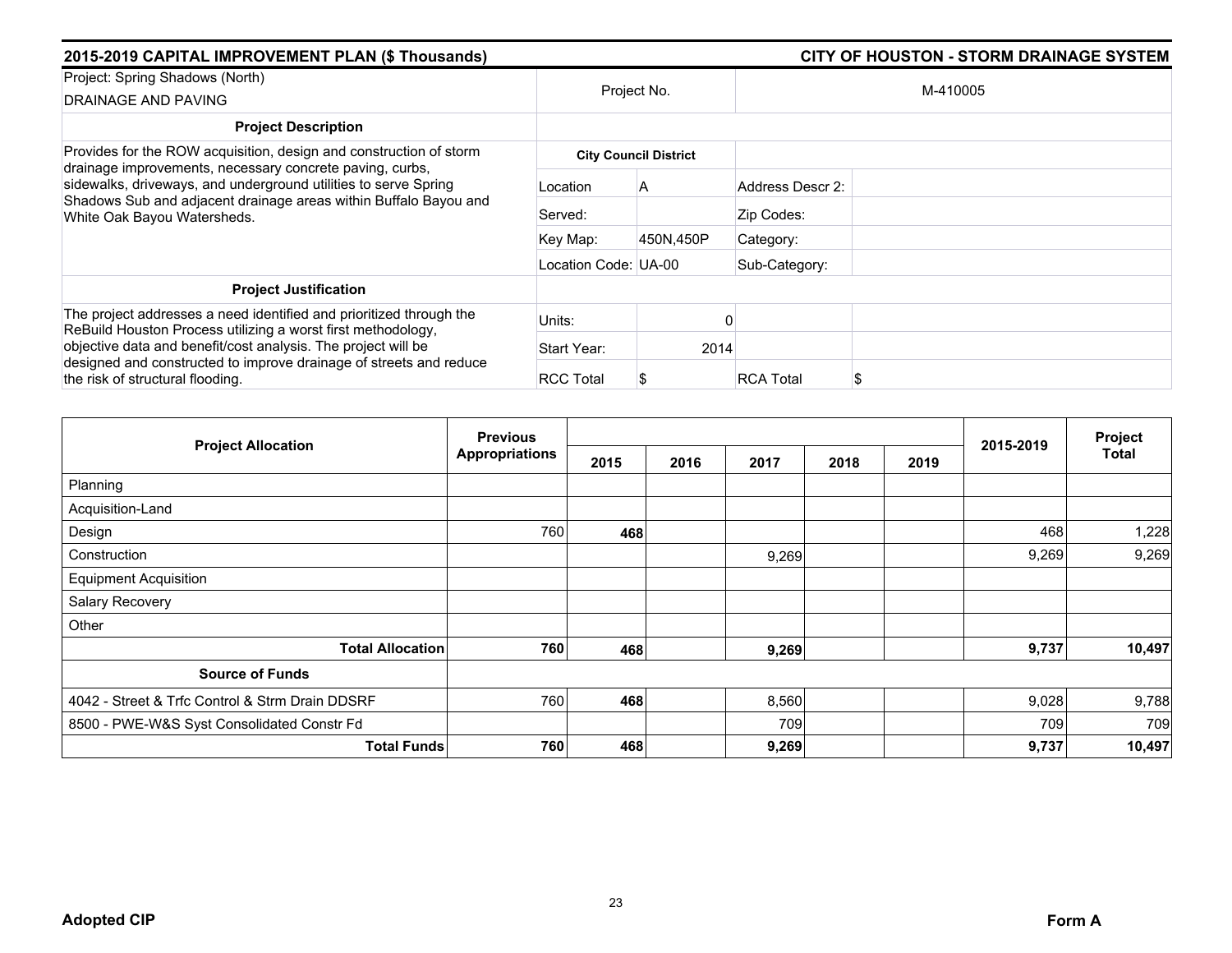**2015-2019 CAPITAL IMPROVEMENT PLAN ($ Thousands)** | **CITY OF HOUSTON - STORM DRAINAGE SYSTEM**

| Project: Spring Shadows (North) DRAINAGE AND PAVING | Project No. | | M-410005 | |
|---|---|---|---|---|
| **Project Description** | | | | |
| Provides for the ROW acquisition, design and construction of storm drainage improvements, necessary concrete paving, curbs, sidewalks, driveways, and underground utilities to serve Spring Shadows Sub and adjacent drainage areas within Buffalo Bayou and White Oak Bayou Watersheds. | **City Council District** | | | |
| | Location | A | Address Descr 2: | |
| | Served: | | Zip Codes: | |
| | Key Map: | 450N,450P | Category: | |
| | Location Code: | UA-00 | Sub-Category: | |
| **Project Justification** | | | | |
| The project addresses a need identified and prioritized through the ReBuild Houston Process utilizing a worst first methodology, objective data and benefit/cost analysis. The project will be designed and constructed to improve drainage of streets and reduce the risk of structural flooding. | Units: | 0 | | |
| | Start Year: | 2014 | | |
| | RCC Total | $ | RCA Total | $ |

| Project Allocation | Previous Appropriations | 2015 | 2016 | 2017 | 2018 | 2019 | 2015-2019 | Project Total |
|---|---|---|---|---|---|---|---|---|
| Planning | | | | | | | | |
| Acquisition-Land | | | | | | | | |
| Design | 760 | **468** | | | | | 468 | 1,228 |
| Construction | | | | 9,269 | | | 9,269 | 9,269 |
| Equipment Acquisition | | | | | | | | |
| Salary Recovery | | | | | | | | |
| Other | | | | | | | | |
| **Total Allocation** | **760** | **468** | | **9,269** | | | **9,737** | **10,497** |
| **Source of Funds** | | | | | | | | |
| 4042 - Street & Trfc Control & Strm Drain DDSRF | 760 | **468** | | 8,560 | | | 9,028 | 9,788 |
| 8500 - PWE-W&S Syst Consolidated Constr Fd | | | | 709 | | | 709 | 709 |
| **Total Funds** | **760** | **468** | | **9,269** | | | **9,737** | **10,497** |

**Adopted CIP** | **Form A**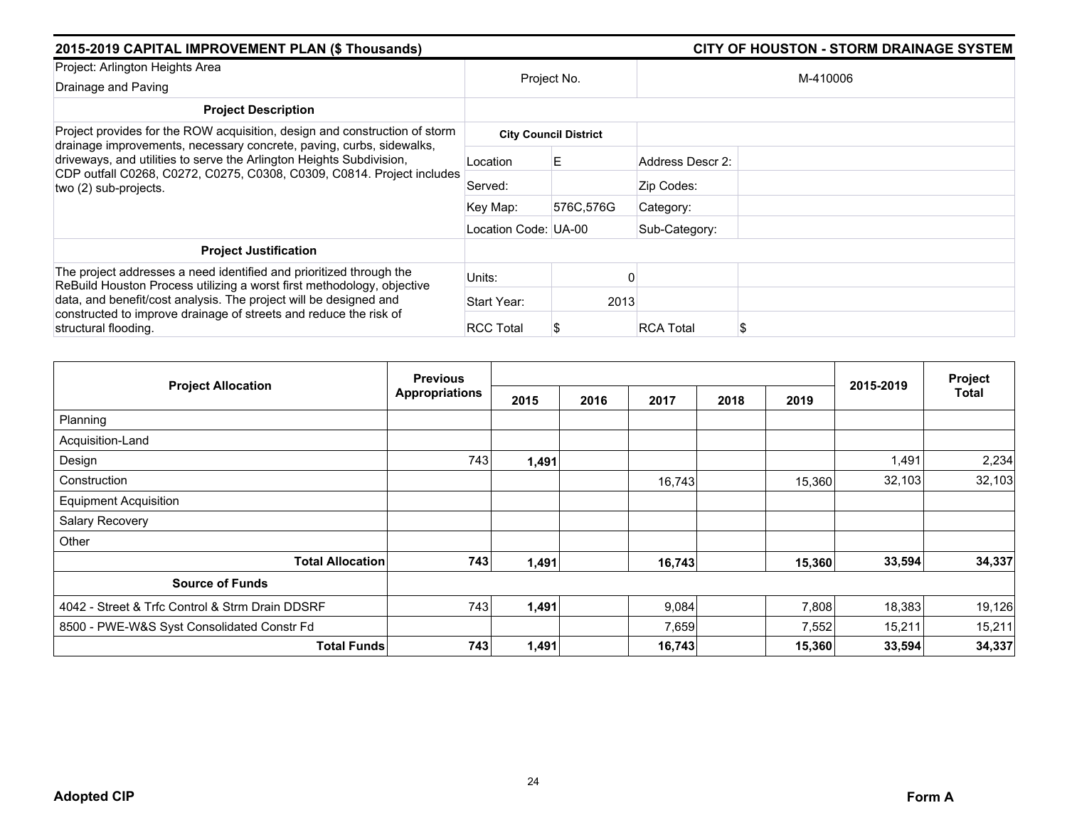## 2015-2019 CAPITAL IMPROVEMENT PLAN ($ Thousands) — CITY OF HOUSTON - STORM DRAINAGE SYSTEM

| Project: Arlington Heights Area Drainage and Paving | Project No. | | M-410006 | |
|---|---|---|---|---|
| **Project Description** | | | | |
| Project provides for the ROW acquisition, design and construction of storm drainage improvements, necessary concrete, paving, curbs, sidewalks, driveways, and utilities to serve the Arlington Heights Subdivision, CDP outfall C0268, C0272, C0275, C0308, C0309, C0814. Project includes two (2) sub-projects. | **City Council District** | | | |
| | Location | E | Address Descr 2: | |
| | Served: | | Zip Codes: | |
| | Key Map: | 576C,576G | Category: | |
| | Location Code: | UA-00 | Sub-Category: | |
| **Project Justification** | | | | |
| The project addresses a need identified and prioritized through the ReBuild Houston Process utilizing a worst first methodology, objective data, and benefit/cost analysis. The project will be designed and constructed to improve drainage of streets and reduce the risk of structural flooding. | Units: | 0 | | |
| | Start Year: | 2013 | | |
| | RCC Total | $ | RCA Total | $ |

| Project Allocation | Previous Appropriations | 2015 | 2016 | 2017 | 2018 | 2019 | 2015-2019 | Project Total |
|---|---|---|---|---|---|---|---|---|
| Planning | | | | | | | | |
| Acquisition-Land | | | | | | | | |
| Design | 743 | **1,491** | | | | | 1,491 | 2,234 |
| Construction | | | | 16,743 | | 15,360 | 32,103 | 32,103 |
| Equipment Acquisition | | | | | | | | |
| Salary Recovery | | | | | | | | |
| Other | | | | | | | | |
| **Total Allocation** | **743** | **1,491** | | **16,743** | | **15,360** | **33,594** | **34,337** |
| **Source of Funds** | | | | | | | | |
| 4042 - Street & Trfc Control & Strm Drain DDSRF | 743 | **1,491** | | 9,084 | | 7,808 | 18,383 | 19,126 |
| 8500 - PWE-W&S Syst Consolidated Constr Fd | | | | 7,659 | | 7,552 | 15,211 | 15,211 |
| **Total Funds** | **743** | **1,491** | | **16,743** | | **15,360** | **33,594** | **34,337** |

**Adopted CIP** — **Form A**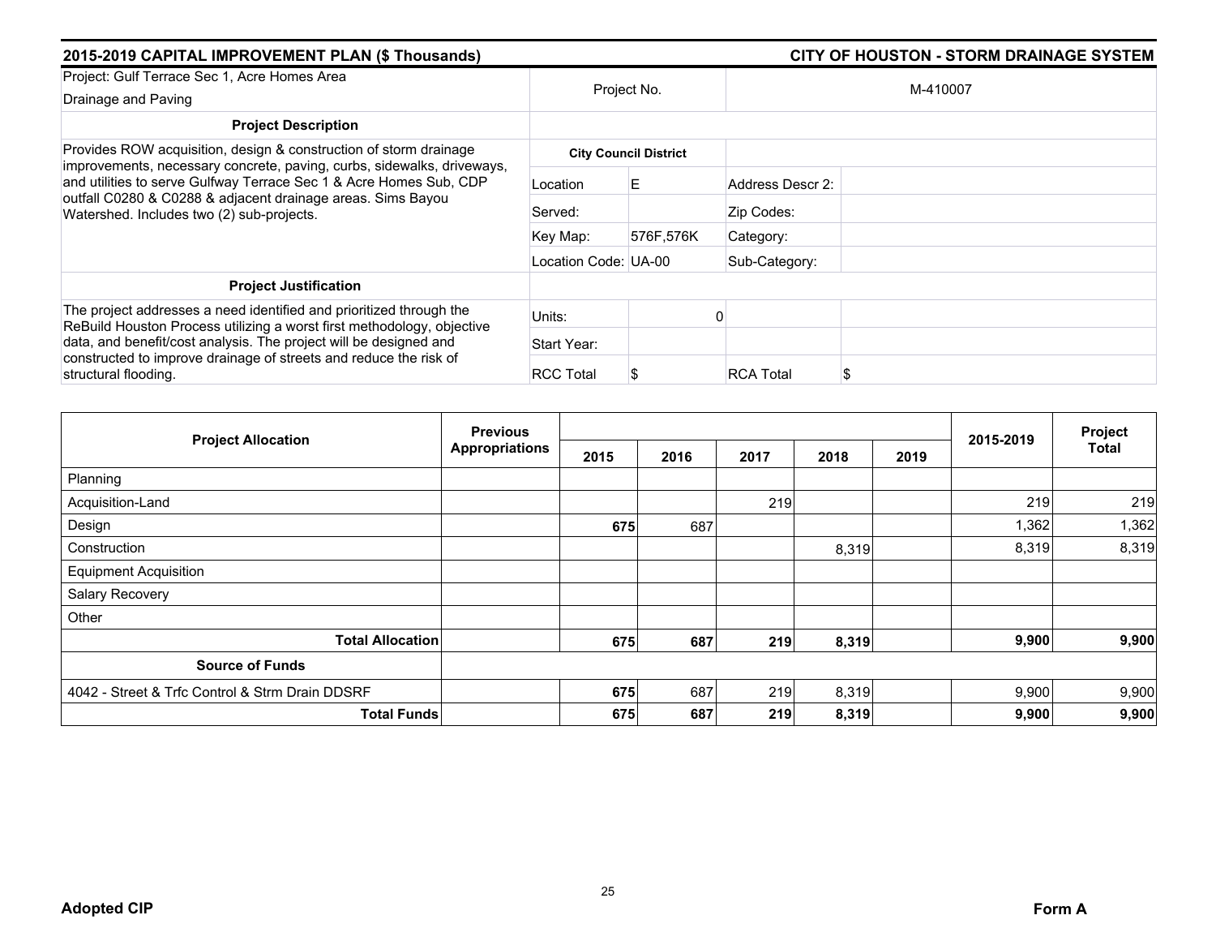## 2015-2019 CAPITAL IMPROVEMENT PLAN ($ Thousands) — CITY OF HOUSTON - STORM DRAINAGE SYSTEM

| Project: Gulf Terrace Sec 1, Acre Homes Area Drainage and Paving | Project No. | | M-410007 | |
|---|---|---|---|---|
| **Project Description** | | | | |
| Provides ROW acquisition, design & construction of storm drainage improvements, necessary concrete, paving, curbs, sidewalks, driveways, and utilities to serve Gulfway Terrace Sec 1 & Acre Homes Sub, CDP outfall C0280 & C0288 & adjacent drainage areas. Sims Bayou Watershed. Includes two (2) sub-projects. | **City Council District** | | | |
| | Location | E | Address Descr 2: | |
| | Served: | | Zip Codes: | |
| | Key Map: | 576F,576K | Category: | |
| | Location Code: | UA-00 | Sub-Category: | |
| **Project Justification** | | | | |
| The project addresses a need identified and prioritized through the ReBuild Houston Process utilizing a worst first methodology, objective data, and benefit/cost analysis. The project will be designed and constructed to improve drainage of streets and reduce the risk of structural flooding. | Units: | 0 | | |
| | Start Year: | | | |
| | RCC Total | $ | RCA Total | $ |

| Project Allocation | Previous Appropriations | 2015 | 2016 | 2017 | 2018 | 2019 | 2015-2019 | Project Total |
|---|---|---|---|---|---|---|---|---|
| Planning | | | | | | | | |
| Acquisition-Land | | | | 219 | | | 219 | 219 |
| Design | | **675** | 687 | | | | 1,362 | 1,362 |
| Construction | | | | | 8,319 | | 8,319 | 8,319 |
| Equipment Acquisition | | | | | | | | |
| Salary Recovery | | | | | | | | |
| Other | | | | | | | | |
| **Total Allocation** | | **675** | **687** | **219** | **8,319** | | **9,900** | **9,900** |
| **Source of Funds** | | | | | | | | |
| 4042 - Street & Trfc Control & Strm Drain DDSRF | | **675** | 687 | 219 | 8,319 | | 9,900 | 9,900 |
| **Total Funds** | | **675** | **687** | **219** | **8,319** | | **9,900** | **9,900** |

**Adopted CIP** — **Form A**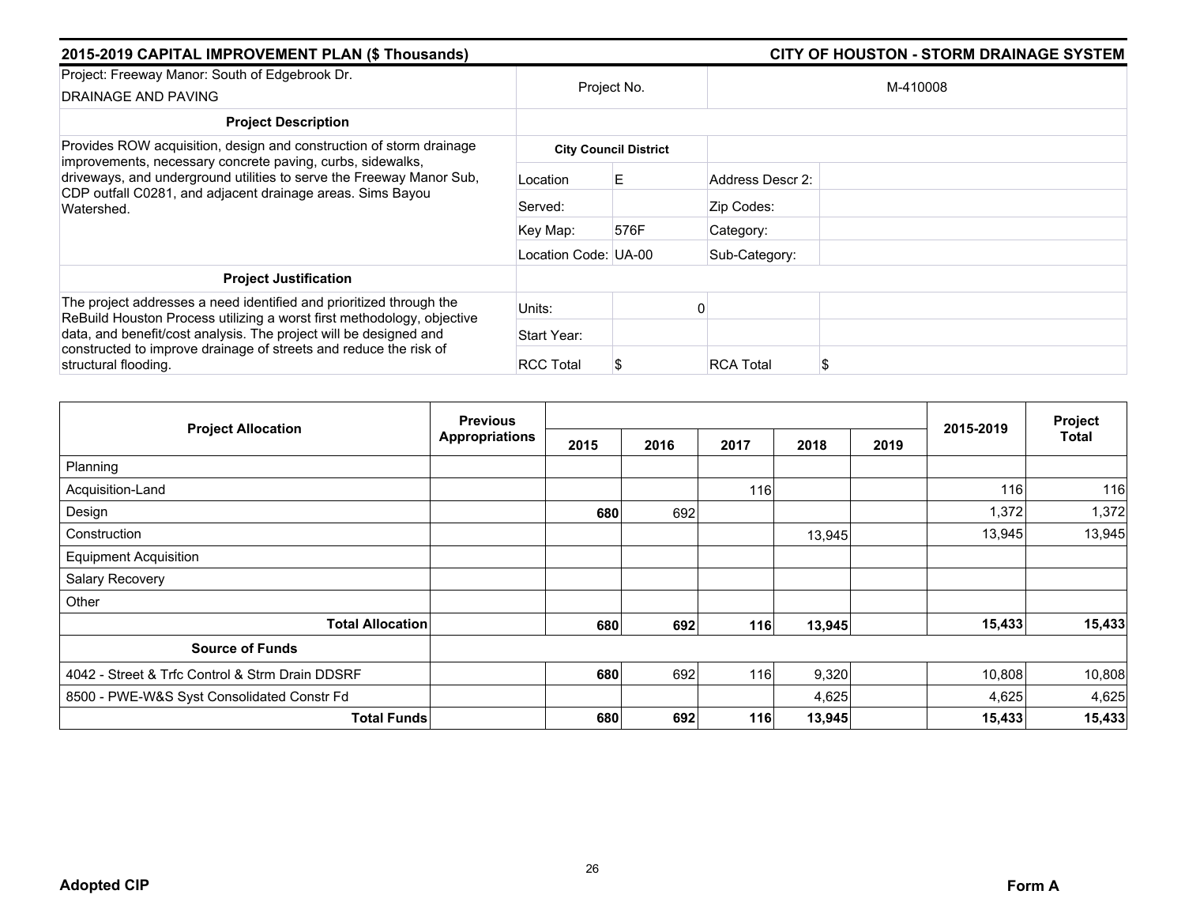## 2015-2019 CAPITAL IMPROVEMENT PLAN ($ Thousands) — CITY OF HOUSTON - STORM DRAINAGE SYSTEM

| Project: Freeway Manor: South of Edgebrook Dr. DRAINAGE AND PAVING | Project No. | | M-410008 | |
|---|---|---|---|---|
| **Project Description** | | | | |
| Provides ROW acquisition, design and construction of storm drainage improvements, necessary concrete paving, curbs, sidewalks, driveways, and underground utilities to serve the Freeway Manor Sub, CDP outfall C0281, and adjacent drainage areas. Sims Bayou Watershed. | **City Council District** | | | |
| | Location | E | Address Descr 2: | |
| | Served: | | Zip Codes: | |
| | Key Map: | 576F | Category: | |
| | Location Code: | UA-00 | Sub-Category: | |
| **Project Justification** | | | | |
| The project addresses a need identified and prioritized through the ReBuild Houston Process utilizing a worst first methodology, objective data, and benefit/cost analysis. The project will be designed and constructed to improve drainage of streets and reduce the risk of structural flooding. | Units: | 0 | | |
| | Start Year: | | | |
| | RCC Total | $ | RCA Total | $ |

| Project Allocation | Previous Appropriations | 2015 | 2016 | 2017 | 2018 | 2019 | 2015-2019 | Project Total |
|---|---|---|---|---|---|---|---|---|
| Planning | | | | | | | | |
| Acquisition-Land | | | | 116 | | | 116 | 116 |
| Design | | **680** | 692 | | | | 1,372 | 1,372 |
| Construction | | | | | 13,945 | | 13,945 | 13,945 |
| Equipment Acquisition | | | | | | | | |
| Salary Recovery | | | | | | | | |
| Other | | | | | | | | |
| **Total Allocation** | | **680** | **692** | **116** | **13,945** | | **15,433** | **15,433** |
| **Source of Funds** | | | | | | | | |
| 4042 - Street & Trfc Control & Strm Drain DDSRF | | **680** | 692 | 116 | 9,320 | | 10,808 | 10,808 |
| 8500 - PWE-W&S Syst Consolidated Constr Fd | | | | | 4,625 | | 4,625 | 4,625 |
| **Total Funds** | | **680** | **692** | **116** | **13,945** | | **15,433** | **15,433** |

**Adopted CIP** — **Form A**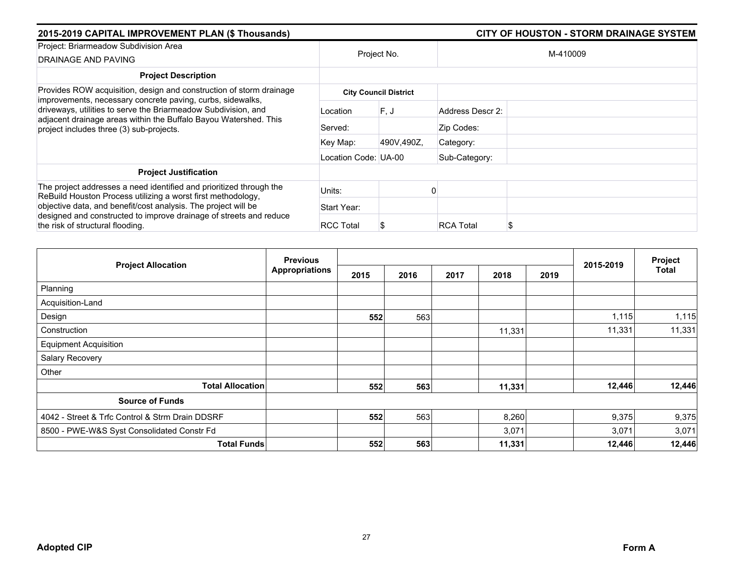## 2015-2019 CAPITAL IMPROVEMENT PLAN ($ Thousands) — CITY OF HOUSTON - STORM DRAINAGE SYSTEM

| Project: Briarmeadow Subdivision Area DRAINAGE AND PAVING | Project No. | | M-410009 | |
|---|---|---|---|---|
| **Project Description** | | | | |
| Provides ROW acquisition, design and construction of storm drainage improvements, necessary concrete paving, curbs, sidewalks, driveways, utilities to serve the Briarmeadow Subdivision, and adjacent drainage areas within the Buffalo Bayou Watershed. This project includes three (3) sub-projects. | **City Council District** | | | |
| | Location | F, J | Address Descr 2: | |
| | Served: | | Zip Codes: | |
| | Key Map: | 490V,490Z, | Category: | |
| | Location Code: | UA-00 | Sub-Category: | |
| **Project Justification** | | | | |
| The project addresses a need identified and prioritized through the ReBuild Houston Process utilizing a worst first methodology, objective data, and benefit/cost analysis. The project will be designed and constructed to improve drainage of streets and reduce the risk of structural flooding. | Units: | 0 | | |
| | Start Year: | | | |
| | RCC Total | $ | RCA Total | $ |

| Project Allocation | Previous Appropriations | 2015 | 2016 | 2017 | 2018 | 2019 | 2015-2019 | Project Total |
|---|---|---|---|---|---|---|---|---|
| Planning | | | | | | | | |
| Acquisition-Land | | | | | | | | |
| Design | | **552** | 563 | | | | 1,115 | 1,115 |
| Construction | | | | | 11,331 | | 11,331 | 11,331 |
| Equipment Acquisition | | | | | | | | |
| Salary Recovery | | | | | | | | |
| Other | | | | | | | | |
| **Total Allocation** | | **552** | **563** | | **11,331** | | **12,446** | **12,446** |
| **Source of Funds** | | | | | | | | |
| 4042 - Street & Trfc Control & Strm Drain DDSRF | | **552** | 563 | | 8,260 | | 9,375 | 9,375 |
| 8500 - PWE-W&S Syst Consolidated Constr Fd | | | | | 3,071 | | 3,071 | 3,071 |
| **Total Funds** | | **552** | **563** | | **11,331** | | **12,446** | **12,446** |

**Adopted CIP** — **Form A**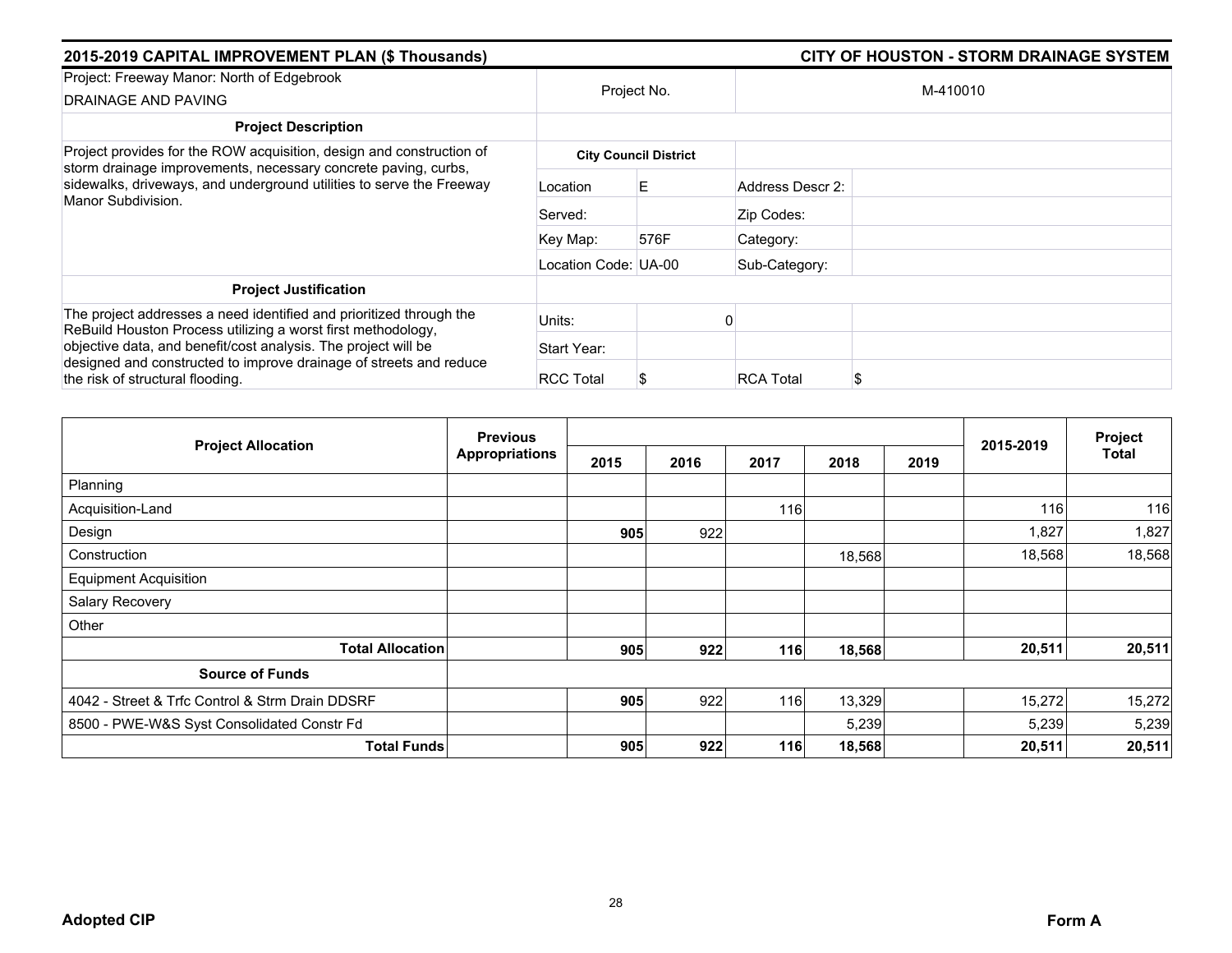## 2015-2019 CAPITAL IMPROVEMENT PLAN ($ Thousands) — CITY OF HOUSTON - STORM DRAINAGE SYSTEM

| Project: Freeway Manor: North of Edgebrook DRAINAGE AND PAVING | Project No. | | M-410010 | |
|---|---|---|---|---|
| **Project Description** | | | | |
| Project provides for the ROW acquisition, design and construction of storm drainage improvements, necessary concrete paving, curbs, sidewalks, driveways, and underground utilities to serve the Freeway Manor Subdivision. | **City Council District** | | | |
| | Location | E | Address Descr 2: | |
| | Served: | | Zip Codes: | |
| | Key Map: | 576F | Category: | |
| | Location Code: | UA-00 | Sub-Category: | |
| **Project Justification** | | | | |
| The project addresses a need identified and prioritized through the ReBuild Houston Process utilizing a worst first methodology, objective data, and benefit/cost analysis. The project will be designed and constructed to improve drainage of streets and reduce the risk of structural flooding. | Units: | 0 | | |
| | Start Year: | | | |
| | RCC Total | $ | RCA Total | $ |

| Project Allocation | Previous Appropriations | 2015 | 2016 | 2017 | 2018 | 2019 | 2015-2019 | Project Total |
|---|---|---|---|---|---|---|---|---|
| Planning | | | | | | | | |
| Acquisition-Land | | | | 116 | | | 116 | 116 |
| Design | | **905** | 922 | | | | 1,827 | 1,827 |
| Construction | | | | | 18,568 | | 18,568 | 18,568 |
| Equipment Acquisition | | | | | | | | |
| Salary Recovery | | | | | | | | |
| Other | | | | | | | | |
| **Total Allocation** | | **905** | **922** | **116** | **18,568** | | **20,511** | **20,511** |
| **Source of Funds** | | | | | | | | |
| 4042 - Street & Trfc Control & Strm Drain DDSRF | | **905** | 922 | 116 | 13,329 | | 15,272 | 15,272 |
| 8500 - PWE-W&S Syst Consolidated Constr Fd | | | | | 5,239 | | 5,239 | 5,239 |
| **Total Funds** | | **905** | **922** | **116** | **18,568** | | **20,511** | **20,511** |

**Adopted CIP** — **Form A**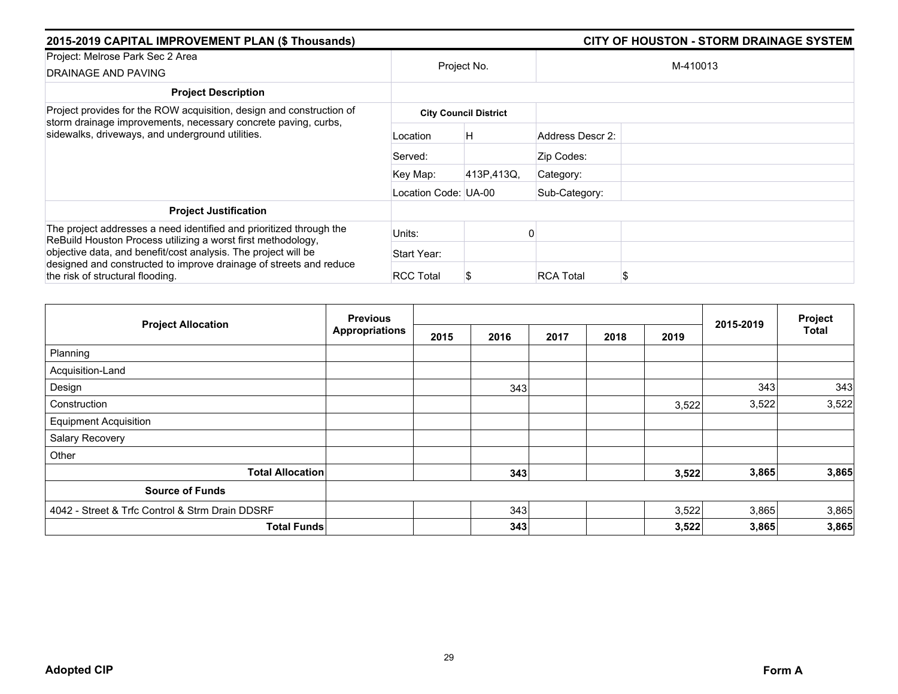**2015-2019 CAPITAL IMPROVEMENT PLAN ($ Thousands)** | **CITY OF HOUSTON - STORM DRAINAGE SYSTEM**

| Project: Melrose Park Sec 2 Area<br>DRAINAGE AND PAVING | Project No. | | M-410013 | |
|---|---|---|---|---|
| **Project Description** | | | | |
| Project provides for the ROW acquisition, design and construction of storm drainage improvements, necessary concrete paving, curbs, sidewalks, driveways, and underground utilities. | **City Council District** | | | |
| | Location | H | Address Descr 2: | |
| | Served: | | Zip Codes: | |
| | Key Map: | 413P,413Q, | Category: | |
| | Location Code: | UA-00 | Sub-Category: | |
| **Project Justification** | | | | |
| The project addresses a need identified and prioritized through the ReBuild Houston Process utilizing a worst first methodology, objective data, and benefit/cost analysis. The project will be designed and constructed to improve drainage of streets and reduce the risk of structural flooding. | Units: | 0 | | |
| | Start Year: | | | |
| | RCC Total | $ | RCA Total | $ |

| Project Allocation | Previous Appropriations | 2015 | 2016 | 2017 | 2018 | 2019 | 2015-2019 | Project Total |
|---|---|---|---|---|---|---|---|---|
| Planning | | | | | | | | |
| Acquisition-Land | | | | | | | | |
| Design | | | 343 | | | | 343 | 343 |
| Construction | | | | | | 3,522 | 3,522 | 3,522 |
| Equipment Acquisition | | | | | | | | |
| Salary Recovery | | | | | | | | |
| Other | | | | | | | | |
| **Total Allocation** | | | **343** | | | **3,522** | **3,865** | **3,865** |
| **Source of Funds** | | | | | | | | |
| 4042 - Street & Trfc Control & Strm Drain DDSRF | | | 343 | | | 3,522 | 3,865 | 3,865 |
| **Total Funds** | | | **343** | | | **3,522** | **3,865** | **3,865** |

**Adopted CIP** | **Form A**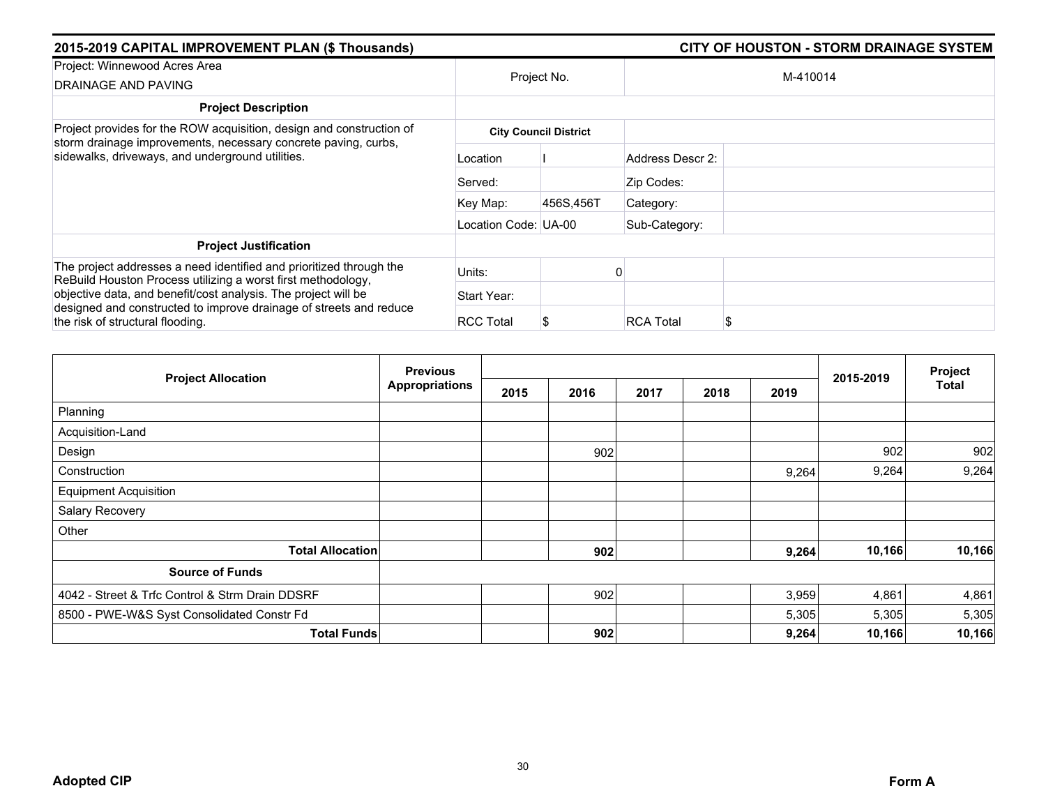## 2015-2019 CAPITAL IMPROVEMENT PLAN ($ Thousands)

## CITY OF HOUSTON - STORM DRAINAGE SYSTEM

| Project: Winnewood Acres Area DRAINAGE AND PAVING | Project No. | M-410014 | |
|---|---|---|---|
| **Project Description** | | | |
| Project provides for the ROW acquisition, design and construction of storm drainage improvements, necessary concrete paving, curbs, sidewalks, driveways, and underground utilities. | **City Council District** | | |
| | Location: I | Address Descr 2: | |
| | Served: | Zip Codes: | |
| | Key Map: 456S,456T | Category: | |
| | Location Code: UA-00 | Sub-Category: | |
| **Project Justification** | | | |
| The project addresses a need identified and prioritized through the ReBuild Houston Process utilizing a worst first methodology, objective data, and benefit/cost analysis. The project will be designed and constructed to improve drainage of streets and reduce the risk of structural flooding. | Units: 0 | | |
| | Start Year: | | |
| | RCC Total $ | RCA Total | $ |

| Project Allocation | Previous Appropriations | 2015 | 2016 | 2017 | 2018 | 2019 | 2015-2019 | Project Total |
|---|---|---|---|---|---|---|---|---|
| Planning | | | | | | | | |
| Acquisition-Land | | | | | | | | |
| Design | | | 902 | | | | 902 | 902 |
| Construction | | | | | | 9,264 | 9,264 | 9,264 |
| Equipment Acquisition | | | | | | | | |
| Salary Recovery | | | | | | | | |
| Other | | | | | | | | |
| **Total Allocation** | | | **902** | | | **9,264** | **10,166** | **10,166** |
| **Source of Funds** | | | | | | | | |
| 4042 - Street & Trfc Control & Strm Drain DDSRF | | | 902 | | | 3,959 | 4,861 | 4,861 |
| 8500 - PWE-W&S Syst Consolidated Constr Fd | | | | | | 5,305 | 5,305 | 5,305 |
| **Total Funds** | | | **902** | | | **9,264** | **10,166** | **10,166** |

**Adopted CIP** **Form A**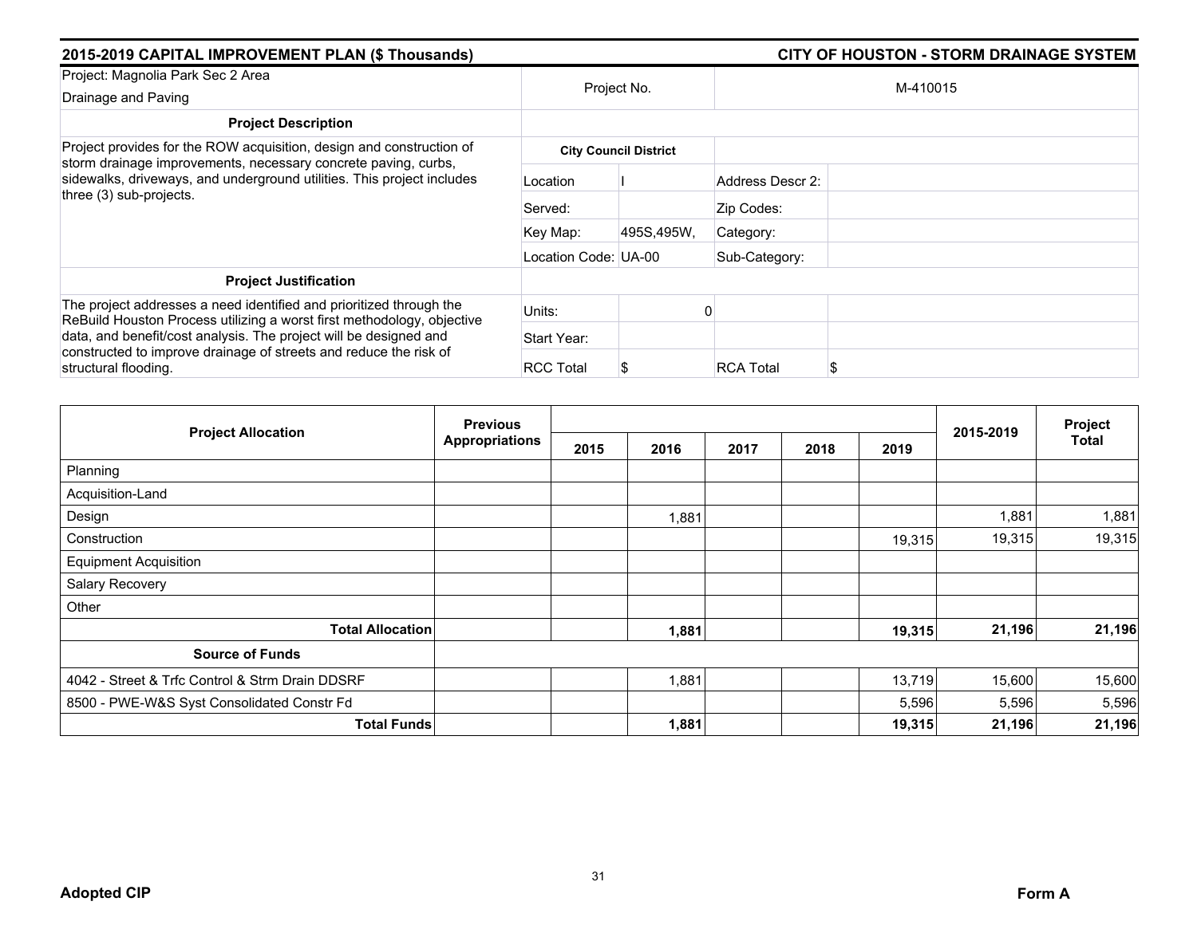**2015-2019 CAPITAL IMPROVEMENT PLAN ($ Thousands)** **CITY OF HOUSTON - STORM DRAINAGE SYSTEM**

| Project: Magnolia Park Sec 2 Area Drainage and Paving | Project No. | | M-410015 | |
|---|---|---|---|---|
| **Project Description** | | | | |
| Project provides for the ROW acquisition, design and construction of storm drainage improvements, necessary concrete paving, curbs, sidewalks, driveways, and underground utilities. This project includes three (3) sub-projects. | **City Council District** | | | |
| | Location | I | Address Descr 2: | |
| | Served: | | Zip Codes: | |
| | Key Map: | 495S,495W, | Category: | |
| | Location Code: | UA-00 | Sub-Category: | |
| **Project Justification** | | | | |
| The project addresses a need identified and prioritized through the ReBuild Houston Process utilizing a worst first methodology, objective data, and benefit/cost analysis. The project will be designed and constructed to improve drainage of streets and reduce the risk of structural flooding. | Units: | 0 | | |
| | Start Year: | | | |
| | RCC Total | $ | RCA Total | $ |

| Project Allocation | Previous Appropriations | 2015 | 2016 | 2017 | 2018 | 2019 | 2015-2019 | Project Total |
|---|---|---|---|---|---|---|---|---|
| Planning | | | | | | | | |
| Acquisition-Land | | | | | | | | |
| Design | | | 1,881 | | | | 1,881 | 1,881 |
| Construction | | | | | | 19,315 | 19,315 | 19,315 |
| Equipment Acquisition | | | | | | | | |
| Salary Recovery | | | | | | | | |
| Other | | | | | | | | |
| **Total Allocation** | | | **1,881** | | | **19,315** | **21,196** | **21,196** |
| **Source of Funds** | | | | | | | | |
| 4042 - Street & Trfc Control & Strm Drain DDSRF | | | 1,881 | | | 13,719 | 15,600 | 15,600 |
| 8500 - PWE-W&S Syst Consolidated Constr Fd | | | | | | 5,596 | 5,596 | 5,596 |
| **Total Funds** | | | **1,881** | | | **19,315** | **21,196** | **21,196** |

**Adopted CIP** **Form A**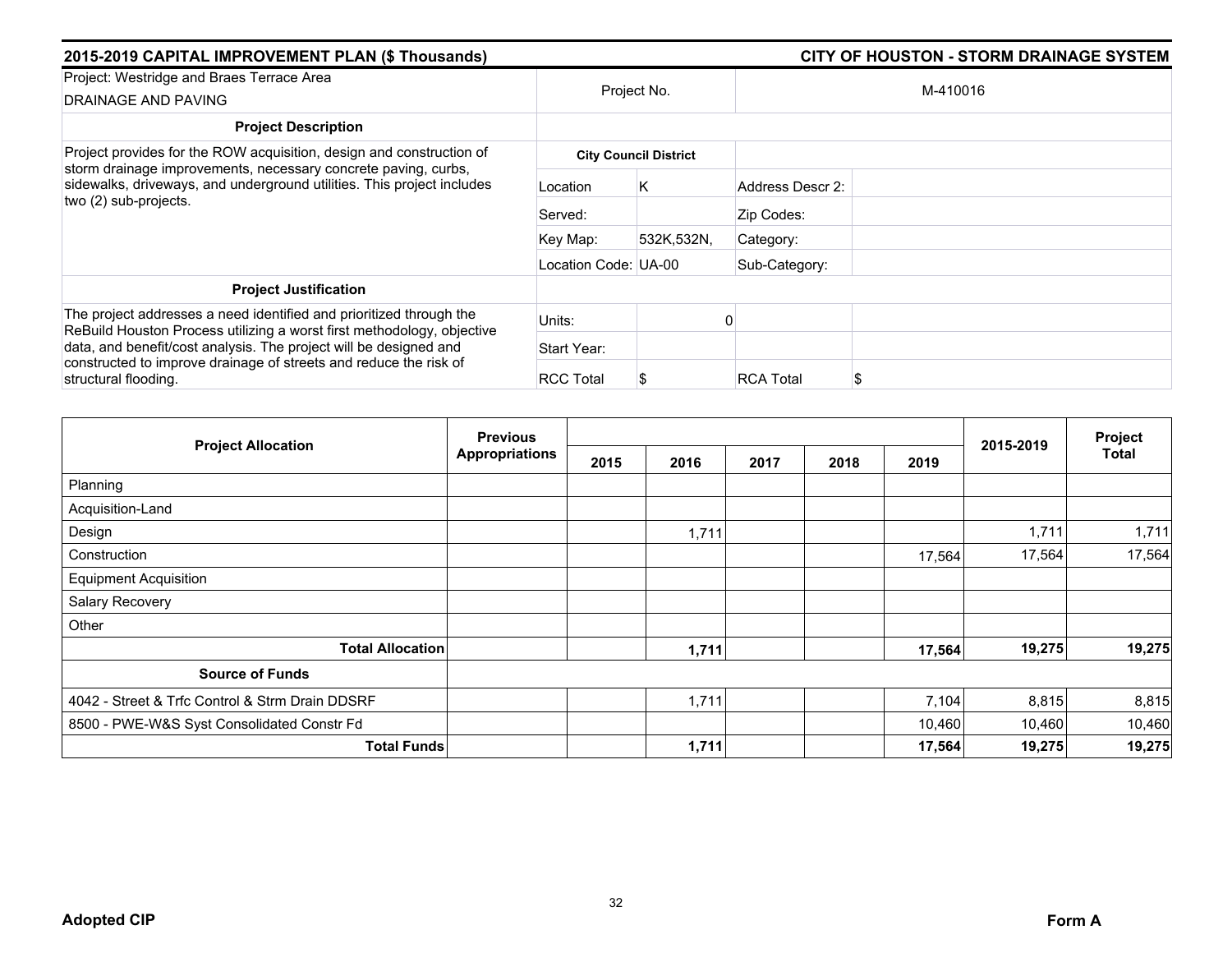**2015-2019 CAPITAL IMPROVEMENT PLAN ($ Thousands)** | **CITY OF HOUSTON - STORM DRAINAGE SYSTEM**

| Project: Westridge and Braes Terrace Area DRAINAGE AND PAVING | Project No. | | M-410016 | |
|---|---|---|---|---|
| **Project Description** | | | | |
| Project provides for the ROW acquisition, design and construction of storm drainage improvements, necessary concrete paving, curbs, sidewalks, driveways, and underground utilities. This project includes two (2) sub-projects. | **City Council District** | | | |
| | Location | K | Address Descr 2: | |
| | Served: | | Zip Codes: | |
| | Key Map: | 532K,532N, | Category: | |
| | Location Code: | UA-00 | Sub-Category: | |
| **Project Justification** | | | | |
| The project addresses a need identified and prioritized through the ReBuild Houston Process utilizing a worst first methodology, objective data, and benefit/cost analysis. The project will be designed and constructed to improve drainage of streets and reduce the risk of structural flooding. | Units: | 0 | | |
| | Start Year: | | | |
| | RCC Total | $ | RCA Total | $ |

| Project Allocation | Previous Appropriations | 2015 | 2016 | 2017 | 2018 | 2019 | 2015-2019 | Project Total |
|---|---|---|---|---|---|---|---|---|
| Planning | | | | | | | | |
| Acquisition-Land | | | | | | | | |
| Design | | | 1,711 | | | | 1,711 | 1,711 |
| Construction | | | | | | 17,564 | 17,564 | 17,564 |
| Equipment Acquisition | | | | | | | | |
| Salary Recovery | | | | | | | | |
| Other | | | | | | | | |
| **Total Allocation** | | | **1,711** | | | **17,564** | **19,275** | **19,275** |
| **Source of Funds** | | | | | | | | |
| 4042 - Street & Trfc Control & Strm Drain DDSRF | | | 1,711 | | | 7,104 | 8,815 | 8,815 |
| 8500 - PWE-W&S Syst Consolidated Constr Fd | | | | | | 10,460 | 10,460 | 10,460 |
| **Total Funds** | | | **1,711** | | | **17,564** | **19,275** | **19,275** |

**Adopted CIP** | **Form A**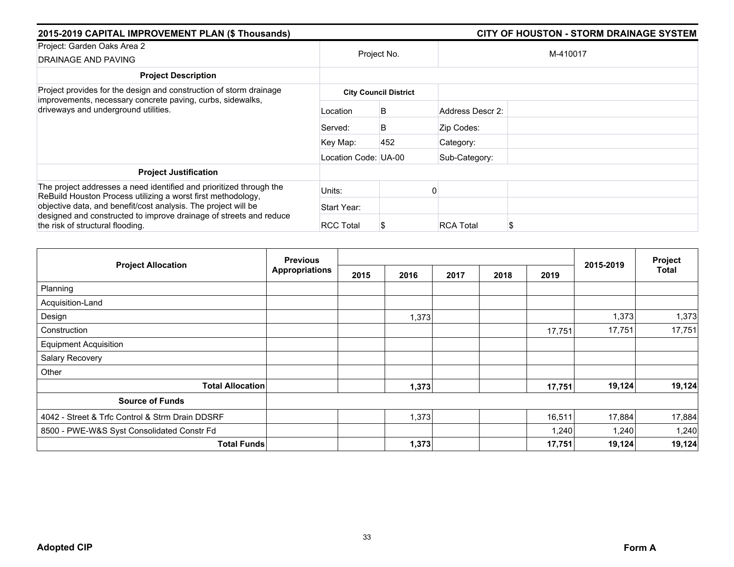## 2015-2019 CAPITAL IMPROVEMENT PLAN ($ Thousands)

## CITY OF HOUSTON - STORM DRAINAGE SYSTEM

| Project: Garden Oaks Area 2<br>DRAINAGE AND PAVING | Project No. | | M-410017 | |
|---|---|---|---|---|
| **Project Description** | | | | |
| Project provides for the design and construction of storm drainage improvements, necessary concrete paving, curbs, sidewalks, driveways and underground utilities. | **City Council District** | | | |
| | Location | B | Address Descr 2: | |
| | Served: | B | Zip Codes: | |
| | Key Map: | 452 | Category: | |
| | Location Code: | UA-00 | Sub-Category: | |
| **Project Justification** | | | | |
| The project addresses a need identified and prioritized through the ReBuild Houston Process utilizing a worst first methodology, objective data, and benefit/cost analysis. The project will be designed and constructed to improve drainage of streets and reduce the risk of structural flooding. | Units: | 0 | | |
| | Start Year: | | | |
| | RCC Total | $ | RCA Total | $ |

| Project Allocation | Previous Appropriations | 2015 | 2016 | 2017 | 2018 | 2019 | 2015-2019 | Project Total |
|---|---|---|---|---|---|---|---|---|
| Planning | | | | | | | | |
| Acquisition-Land | | | | | | | | |
| Design | | | 1,373 | | | | 1,373 | 1,373 |
| Construction | | | | | | 17,751 | 17,751 | 17,751 |
| Equipment Acquisition | | | | | | | | |
| Salary Recovery | | | | | | | | |
| Other | | | | | | | | |
| **Total Allocation** | | | **1,373** | | | **17,751** | **19,124** | **19,124** |
| **Source of Funds** | | | | | | | | |
| 4042 - Street & Trfc Control & Strm Drain DDSRF | | | 1,373 | | | 16,511 | 17,884 | 17,884 |
| 8500 - PWE-W&S Syst Consolidated Constr Fd | | | | | | 1,240 | 1,240 | 1,240 |
| **Total Funds** | | | **1,373** | | | **17,751** | **19,124** | **19,124** |

**Adopted CIP** **Form A**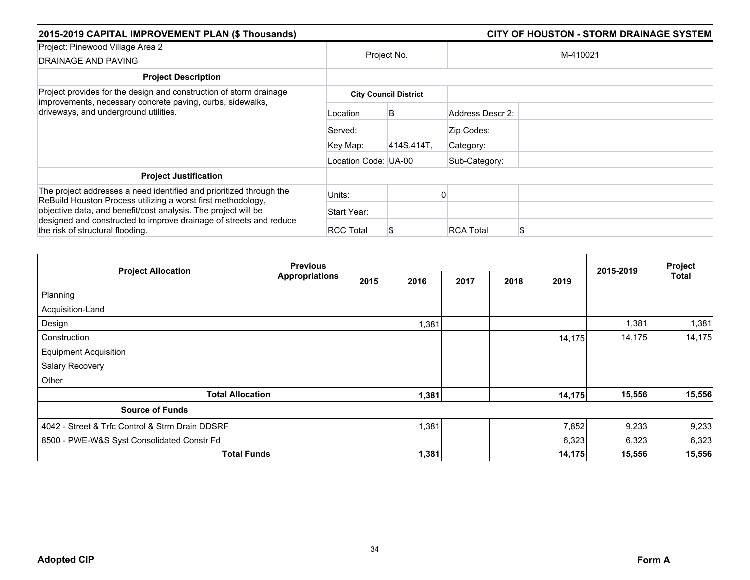## 2015-2019 CAPITAL IMPROVEMENT PLAN ($ Thousands) — CITY OF HOUSTON - STORM DRAINAGE SYSTEM

| Project: Pinewood Village Area 2<br>DRAINAGE AND PAVING | Project No. | | M-410021 | |
|---|---|---|---|---|
| **Project Description** | | | | |
| Project provides for the design and construction of storm drainage improvements, necessary concrete paving, curbs, sidewalks, driveways, and underground utilities. | **City Council District** | | | |
| | Location | B | Address Descr 2: | |
| | Served: | | Zip Codes: | |
| | Key Map: | 414S,414T, | Category: | |
| | Location Code: | UA-00 | Sub-Category: | |
| **Project Justification** | | | | |
| The project addresses a need identified and prioritized through the ReBuild Houston Process utilizing a worst first methodology, objective data, and benefit/cost analysis. The project will be designed and constructed to improve drainage of streets and reduce the risk of structural flooding. | Units: | 0 | | |
| | Start Year: | | | |
| | RCC Total | $ | RCA Total | $ |

| Project Allocation | Previous Appropriations | 2015 | 2016 | 2017 | 2018 | 2019 | 2015-2019 | Project Total |
|---|---|---|---|---|---|---|---|---|
| Planning | | | | | | | | |
| Acquisition-Land | | | | | | | | |
| Design | | | 1,381 | | | | 1,381 | 1,381 |
| Construction | | | | | | 14,175 | 14,175 | 14,175 |
| Equipment Acquisition | | | | | | | | |
| Salary Recovery | | | | | | | | |
| Other | | | | | | | | |
| **Total Allocation** | | | **1,381** | | | **14,175** | **15,556** | **15,556** |
| **Source of Funds** | | | | | | | | |
| 4042 - Street & Trfc Control & Strm Drain DDSRF | | | 1,381 | | | 7,852 | 9,233 | 9,233 |
| 8500 - PWE-W&S Syst Consolidated Constr Fd | | | | | | 6,323 | 6,323 | 6,323 |
| **Total Funds** | | | **1,381** | | | **14,175** | **15,556** | **15,556** |

**Adopted CIP** — **Form A**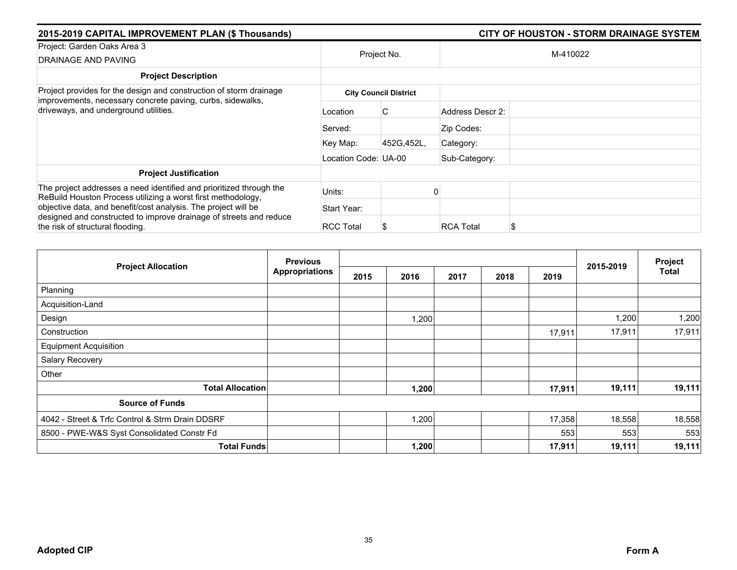## 2015-2019 CAPITAL IMPROVEMENT PLAN ($ Thousands)

## CITY OF HOUSTON - STORM DRAINAGE SYSTEM

| Project: Garden Oaks Area 3<br>DRAINAGE AND PAVING | Project No. | | M-410022 | |
|---|---|---|---|---|
| **Project Description** | | | | |
| Project provides for the design and construction of storm drainage improvements, necessary concrete paving, curbs, sidewalks, driveways, and underground utilities. | **City Council District** | | | |
| | Location | C | Address Descr 2: | |
| | Served: | | Zip Codes: | |
| | Key Map: | 452G,452L, | Category: | |
| | Location Code: | UA-00 | Sub-Category: | |
| **Project Justification** | | | | |
| The project addresses a need identified and prioritized through the ReBuild Houston Process utilizing a worst first methodology, objective data, and benefit/cost analysis. The project will be designed and constructed to improve drainage of streets and reduce the risk of structural flooding. | Units: | 0 | | |
| | Start Year: | | | |
| | RCC Total | $ | RCA Total | $ |

| Project Allocation | Previous Appropriations | 2015 | 2016 | 2017 | 2018 | 2019 | 2015-2019 | Project Total |
|---|---|---|---|---|---|---|---|---|
| Planning | | | | | | | | |
| Acquisition-Land | | | | | | | | |
| Design | | | 1,200 | | | | 1,200 | 1,200 |
| Construction | | | | | | 17,911 | 17,911 | 17,911 |
| Equipment Acquisition | | | | | | | | |
| Salary Recovery | | | | | | | | |
| Other | | | | | | | | |
| **Total Allocation** | | | **1,200** | | | **17,911** | **19,111** | **19,111** |
| **Source of Funds** | | | | | | | | |
| 4042 - Street & Trfc Control & Strm Drain DDSRF | | | 1,200 | | | 17,358 | 18,558 | 18,558 |
| 8500 - PWE-W&S Syst Consolidated Constr Fd | | | | | | 553 | 553 | 553 |
| **Total Funds** | | | **1,200** | | | **17,911** | **19,111** | **19,111** |

**Adopted CIP** | **Form A**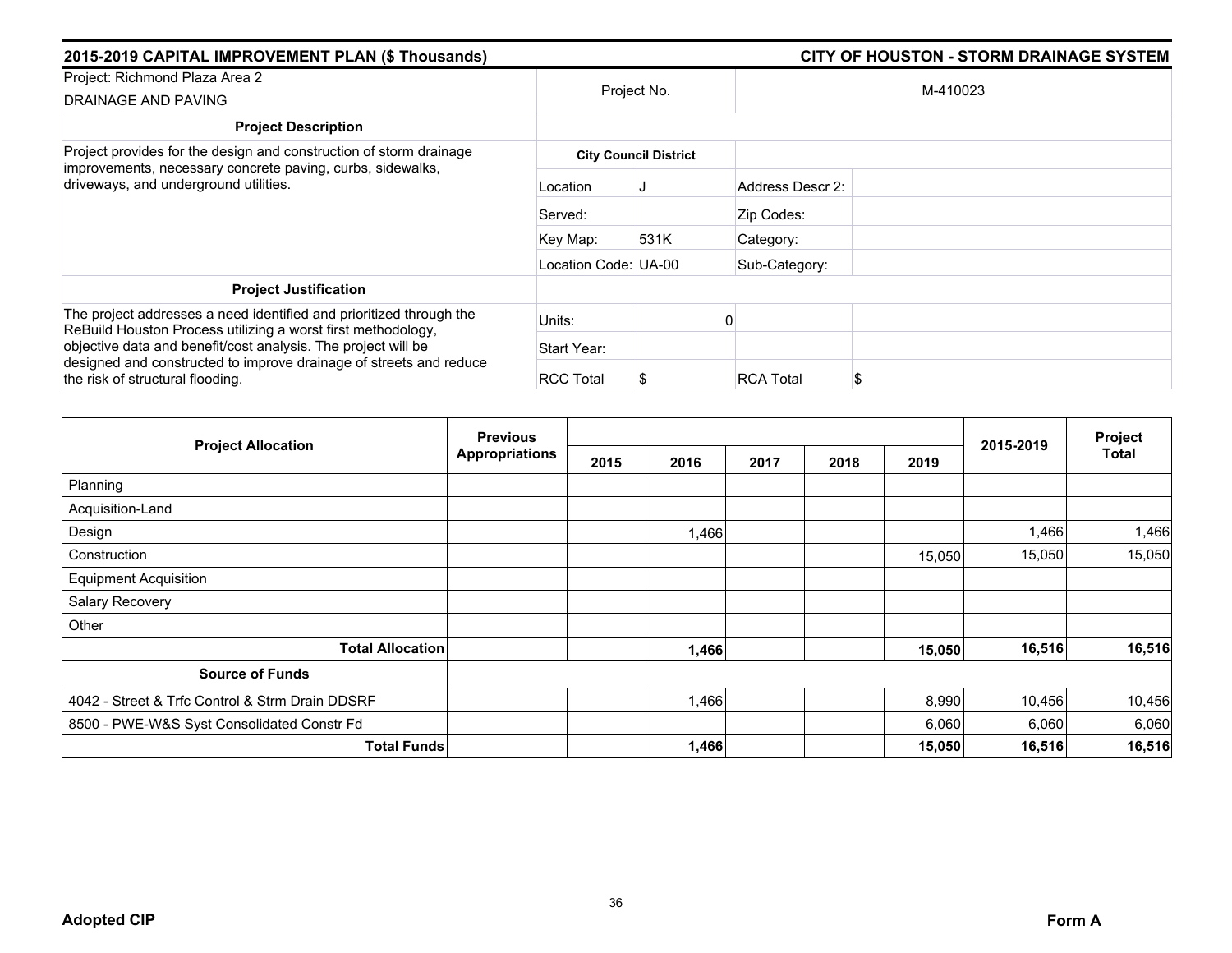## 2015-2019 CAPITAL IMPROVEMENT PLAN ($ Thousands)

## CITY OF HOUSTON - STORM DRAINAGE SYSTEM

| Project: Richmond Plaza Area 2<br>DRAINAGE AND PAVING | Project No. | | M-410023 | |
|---|---|---|---|---|
| **Project Description** | | | | |
| Project provides for the design and construction of storm drainage improvements, necessary concrete paving, curbs, sidewalks, driveways, and underground utilities. | **City Council District** | | | |
| | Location | J | Address Descr 2: | |
| | Served: | | Zip Codes: | |
| | Key Map: | 531K | Category: | |
| | Location Code: | UA-00 | Sub-Category: | |
| **Project Justification** | | | | |
| The project addresses a need identified and prioritized through the ReBuild Houston Process utilizing a worst first methodology, objective data and benefit/cost analysis. The project will be designed and constructed to improve drainage of streets and reduce the risk of structural flooding. | Units: | 0 | | |
| | Start Year: | | | |
| | RCC Total | $ | RCA Total | $ |

| Project Allocation | Previous Appropriations | 2015 | 2016 | 2017 | 2018 | 2019 | 2015-2019 | Project Total |
|---|---|---|---|---|---|---|---|---|
| Planning | | | | | | | | |
| Acquisition-Land | | | | | | | | |
| Design | | | 1,466 | | | | 1,466 | 1,466 |
| Construction | | | | | | 15,050 | 15,050 | 15,050 |
| Equipment Acquisition | | | | | | | | |
| Salary Recovery | | | | | | | | |
| Other | | | | | | | | |
| **Total Allocation** | | | **1,466** | | | **15,050** | **16,516** | **16,516** |
| **Source of Funds** | | | | | | | | |
| 4042 - Street & Trfc Control & Strm Drain DDSRF | | | 1,466 | | | 8,990 | 10,456 | 10,456 |
| 8500 - PWE-W&S Syst Consolidated Constr Fd | | | | | | 6,060 | 6,060 | 6,060 |
| **Total Funds** | | | **1,466** | | | **15,050** | **16,516** | **16,516** |

**Adopted CIP**

**Form A**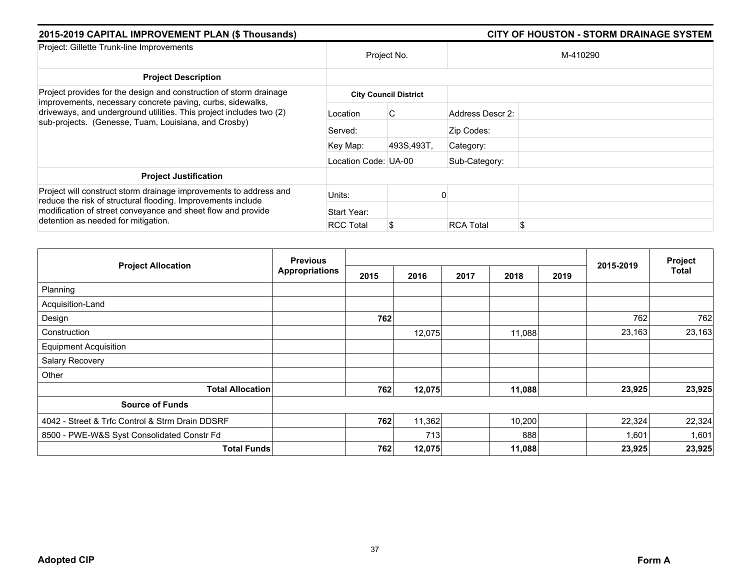## 2015-2019 CAPITAL IMPROVEMENT PLAN ($ Thousands)

## CITY OF HOUSTON - STORM DRAINAGE SYSTEM

| Project: Gillette Trunk-line Improvements | Project No. | | M-410290 | |
|---|---|---|---|---|
| **Project Description** | | | | |
| Project provides for the design and construction of storm drainage improvements, necessary concrete paving, curbs, sidewalks, driveways, and underground utilities. This project includes two (2) sub-projects. (Genesse, Tuam, Louisiana, and Crosby) | **City Council District** | | | |
| | Location | C | Address Descr 2: | |
| | Served: | | Zip Codes: | |
| | Key Map: | 493S,493T, | Category: | |
| | Location Code: UA-00 | | Sub-Category: | |
| **Project Justification** | | | | |
| Project will construct storm drainage improvements to address and reduce the risk of structural flooding. Improvements include modification of street conveyance and sheet flow and provide detention as needed for mitigation. | Units: | 0 | | |
| | Start Year: | | | |
| | RCC Total | $ | RCA Total | $ |

| Project Allocation | Previous Appropriations | 2015 | 2016 | 2017 | 2018 | 2019 | 2015-2019 | Project Total |
|---|---|---|---|---|---|---|---|---|
| Planning | | | | | | | | |
| Acquisition-Land | | | | | | | | |
| Design | | **762** | | | | | 762 | 762 |
| Construction | | | 12,075 | | 11,088 | | 23,163 | 23,163 |
| Equipment Acquisition | | | | | | | | |
| Salary Recovery | | | | | | | | |
| Other | | | | | | | | |
| **Total Allocation** | | **762** | **12,075** | | **11,088** | | **23,925** | **23,925** |
| **Source of Funds** | | | | | | | | |
| 4042 - Street & Trfc Control & Strm Drain DDSRF | | **762** | 11,362 | | 10,200 | | 22,324 | 22,324 |
| 8500 - PWE-W&S Syst Consolidated Constr Fd | | | 713 | | 888 | | 1,601 | 1,601 |
| **Total Funds** | | **762** | **12,075** | | **11,088** | | **23,925** | **23,925** |

**Adopted CIP** **Form A**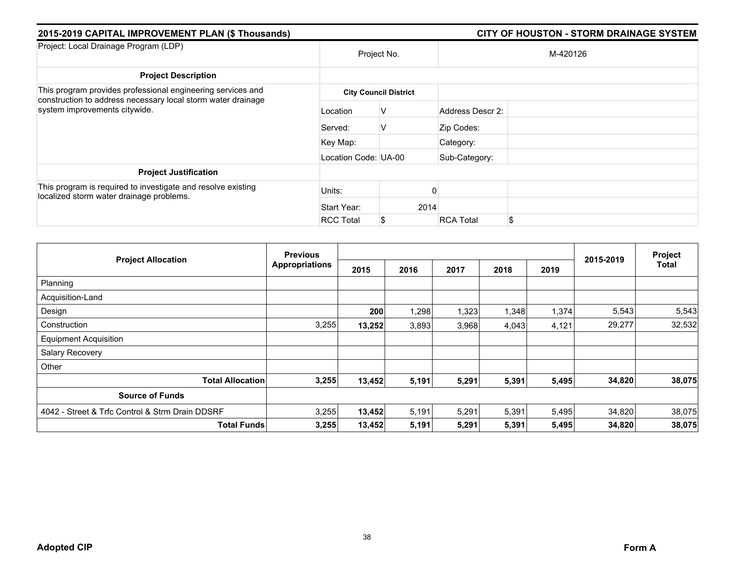## 2015-2019 CAPITAL IMPROVEMENT PLAN ($ Thousands) — CITY OF HOUSTON - STORM DRAINAGE SYSTEM

| Project: Local Drainage Program (LDP) | Project No. | | M-420126 | |
|---|---|---|---|---|
| **Project Description** | | | | |
| This program provides professional engineering services and construction to address necessary local storm water drainage system improvements citywide. | **City Council District** | | | |
| | Location | V | Address Descr 2: | |
| | Served: | V | Zip Codes: | |
| | Key Map: | | Category: | |
| | Location Code: | UA-00 | Sub-Category: | |
| **Project Justification** | | | | |
| This program is required to investigate and resolve existing localized storm water drainage problems. | Units: | 0 | | |
| | Start Year: | 2014 | | |
| | RCC Total | $ | RCA Total | $ |

| Project Allocation | Previous Appropriations | 2015 | 2016 | 2017 | 2018 | 2019 | 2015-2019 | Project Total |
|---|---|---|---|---|---|---|---|---|
| Planning | | | | | | | | |
| Acquisition-Land | | | | | | | | |
| Design | | **200** | 1,298 | 1,323 | 1,348 | 1,374 | 5,543 | 5,543 |
| Construction | 3,255 | **13,252** | 3,893 | 3,968 | 4,043 | 4,121 | 29,277 | 32,532 |
| Equipment Acquisition | | | | | | | | |
| Salary Recovery | | | | | | | | |
| Other | | | | | | | | |
| **Total Allocation** | **3,255** | **13,452** | **5,191** | **5,291** | **5,391** | **5,495** | **34,820** | **38,075** |
| **Source of Funds** | | | | | | | | |
| 4042 - Street & Trfc Control & Strm Drain DDSRF | 3,255 | **13,452** | 5,191 | 5,291 | 5,391 | 5,495 | 34,820 | 38,075 |
| **Total Funds** | **3,255** | **13,452** | **5,191** | **5,291** | **5,391** | **5,495** | **34,820** | **38,075** |

**Adopted CIP** **Form A**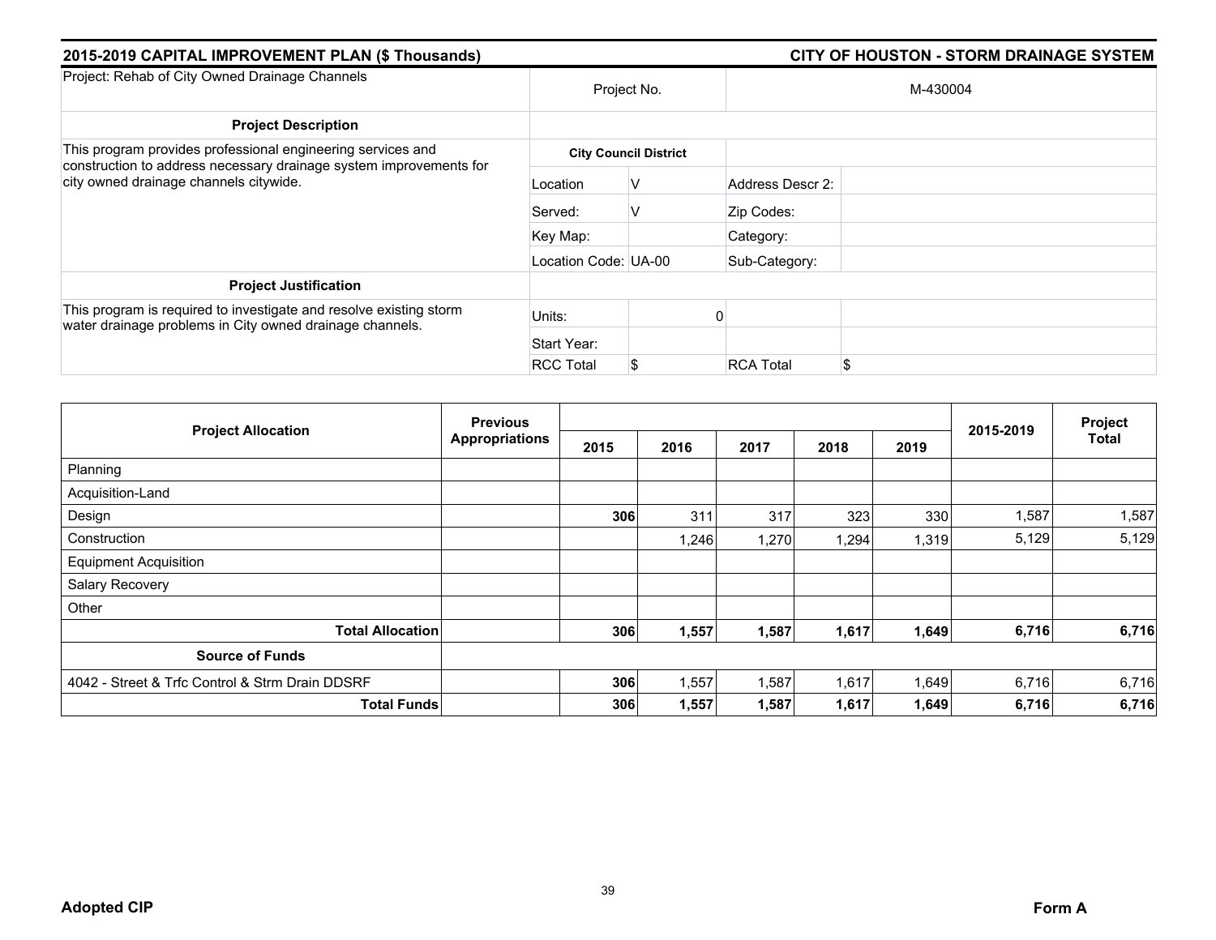## 2015-2019 CAPITAL IMPROVEMENT PLAN ($ Thousands)

## CITY OF HOUSTON - STORM DRAINAGE SYSTEM

| Project: Rehab of City Owned Drainage Channels | Project No. | | M-430004 | |
|---|---|---|---|---|
| **Project Description** | | | | |
| This program provides professional engineering services and construction to address necessary drainage system improvements for city owned drainage channels citywide. | **City Council District** | | | |
| | Location | V | Address Descr 2: | |
| | Served: | V | Zip Codes: | |
| | Key Map: | | Category: | |
| | Location Code: | UA-00 | Sub-Category: | |
| **Project Justification** | | | | |
| This program is required to investigate and resolve existing storm water drainage problems in City owned drainage channels. | Units: | 0 | | |
| | Start Year: | | | |
| | RCC Total | $ | RCA Total | $ |

| Project Allocation | Previous Appropriations | 2015 | 2016 | 2017 | 2018 | 2019 | 2015-2019 | Project Total |
|---|---|---|---|---|---|---|---|---|
| Planning | | | | | | | | |
| Acquisition-Land | | | | | | | | |
| Design | | **306** | 311 | 317 | 323 | 330 | 1,587 | 1,587 |
| Construction | | | 1,246 | 1,270 | 1,294 | 1,319 | 5,129 | 5,129 |
| Equipment Acquisition | | | | | | | | |
| Salary Recovery | | | | | | | | |
| Other | | | | | | | | |
| **Total Allocation** | | **306** | **1,557** | **1,587** | **1,617** | **1,649** | **6,716** | **6,716** |
| **Source of Funds** | | | | | | | | |
| 4042 - Street & Trfc Control & Strm Drain DDSRF | | **306** | 1,557 | 1,587 | 1,617 | 1,649 | 6,716 | 6,716 |
| **Total Funds** | | **306** | **1,557** | **1,587** | **1,617** | **1,649** | **6,716** | **6,716** |

**Adopted CIP** **Form A**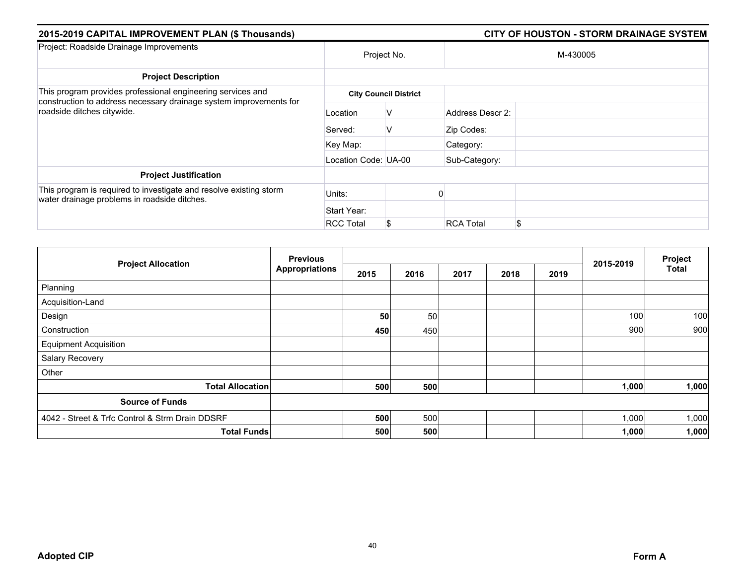## 2015-2019 CAPITAL IMPROVEMENT PLAN ($ Thousands) — CITY OF HOUSTON - STORM DRAINAGE SYSTEM

| Project: Roadside Drainage Improvements | Project No. | | M-430005 | |
|---|---|---|---|---|
| **Project Description** | | | | |
| This program provides professional engineering services and construction to address necessary drainage system improvements for roadside ditches citywide. | **City Council District** | | | |
| | Location | V | Address Descr 2: | |
| | Served: | V | Zip Codes: | |
| | Key Map: | | Category: | |
| | Location Code: | UA-00 | Sub-Category: | |
| **Project Justification** | | | | |
| This program is required to investigate and resolve existing storm water drainage problems in roadside ditches. | Units: | 0 | | |
| | Start Year: | | | |
| | RCC Total | $ | RCA Total | $ |

| Project Allocation | Previous Appropriations | 2015 | 2016 | 2017 | 2018 | 2019 | 2015-2019 | Project Total |
|---|---|---|---|---|---|---|---|---|
| Planning | | | | | | | | |
| Acquisition-Land | | | | | | | | |
| Design | | **50** | 50 | | | | 100 | 100 |
| Construction | | **450** | 450 | | | | 900 | 900 |
| Equipment Acquisition | | | | | | | | |
| Salary Recovery | | | | | | | | |
| Other | | | | | | | | |
| **Total Allocation** | | **500** | **500** | | | | **1,000** | **1,000** |
| **Source of Funds** | | | | | | | | |
| 4042 - Street & Trfc Control & Strm Drain DDSRF | | **500** | 500 | | | | 1,000 | 1,000 |
| **Total Funds** | | **500** | **500** | | | | **1,000** | **1,000** |

**Adopted CIP** — **Form A**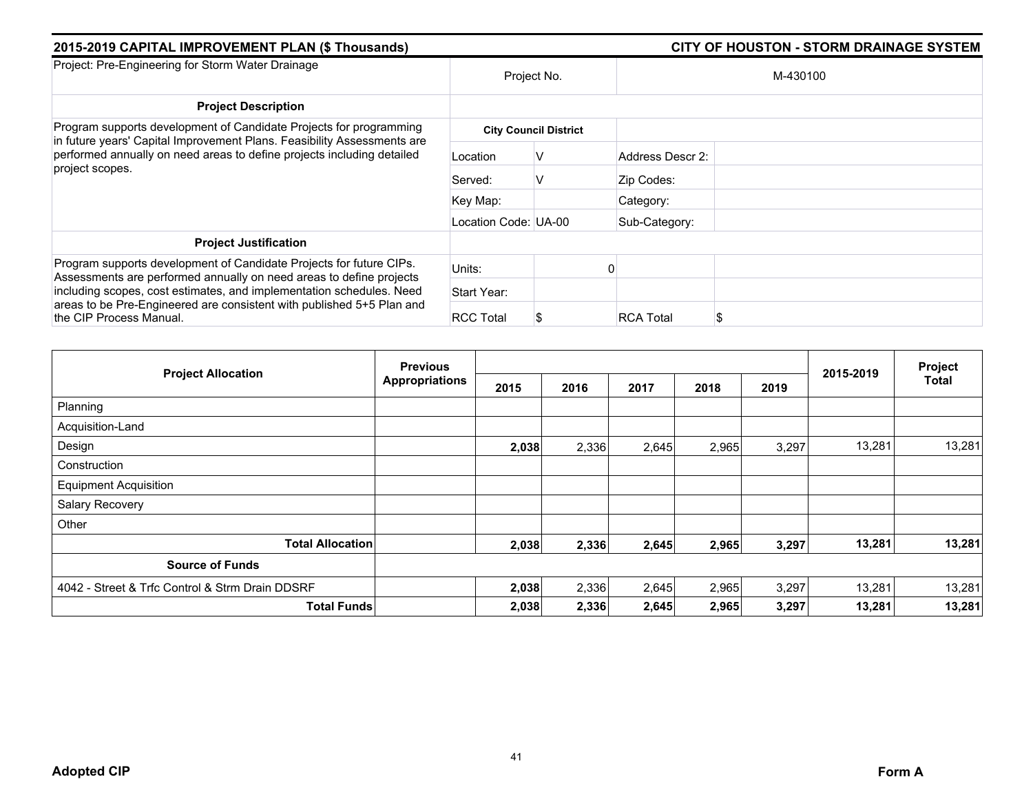## 2015-2019 CAPITAL IMPROVEMENT PLAN ($ Thousands)

## CITY OF HOUSTON - STORM DRAINAGE SYSTEM

| Project: Pre-Engineering for Storm Water Drainage | Project No. | | M-430100 | |
|---|---|---|---|---|
| **Project Description** | | | | |
| Program supports development of Candidate Projects for programming in future years' Capital Improvement Plans. Feasibility Assessments are performed annually on need areas to define projects including detailed project scopes. | **City Council District** | | | |
| | Location | V | Address Descr 2: | |
| | Served: | V | Zip Codes: | |
| | Key Map: | | Category: | |
| | Location Code: | UA-00 | Sub-Category: | |
| **Project Justification** | | | | |
| Program supports development of Candidate Projects for future CIPs. Assessments are performed annually on need areas to define projects including scopes, cost estimates, and implementation schedules. Need areas to be Pre-Engineered are consistent with published 5+5 Plan and the CIP Process Manual. | Units: | 0 | | |
| | Start Year: | | | |
| | RCC Total | $ | RCA Total | $ |

| Project Allocation | Previous Appropriations | 2015 | 2016 | 2017 | 2018 | 2019 | 2015-2019 | Project Total |
|---|---|---|---|---|---|---|---|---|
| Planning | | | | | | | | |
| Acquisition-Land | | | | | | | | |
| Design | | **2,038** | 2,336 | 2,645 | 2,965 | 3,297 | 13,281 | 13,281 |
| Construction | | | | | | | | |
| Equipment Acquisition | | | | | | | | |
| Salary Recovery | | | | | | | | |
| Other | | | | | | | | |
| **Total Allocation** | | **2,038** | **2,336** | **2,645** | **2,965** | **3,297** | **13,281** | **13,281** |
| **Source of Funds** | | | | | | | | |
| 4042 - Street & Trfc Control & Strm Drain DDSRF | | **2,038** | 2,336 | 2,645 | 2,965 | 3,297 | 13,281 | 13,281 |
| **Total Funds** | | **2,038** | **2,336** | **2,645** | **2,965** | **3,297** | **13,281** | **13,281** |

**Adopted CIP** **Form A**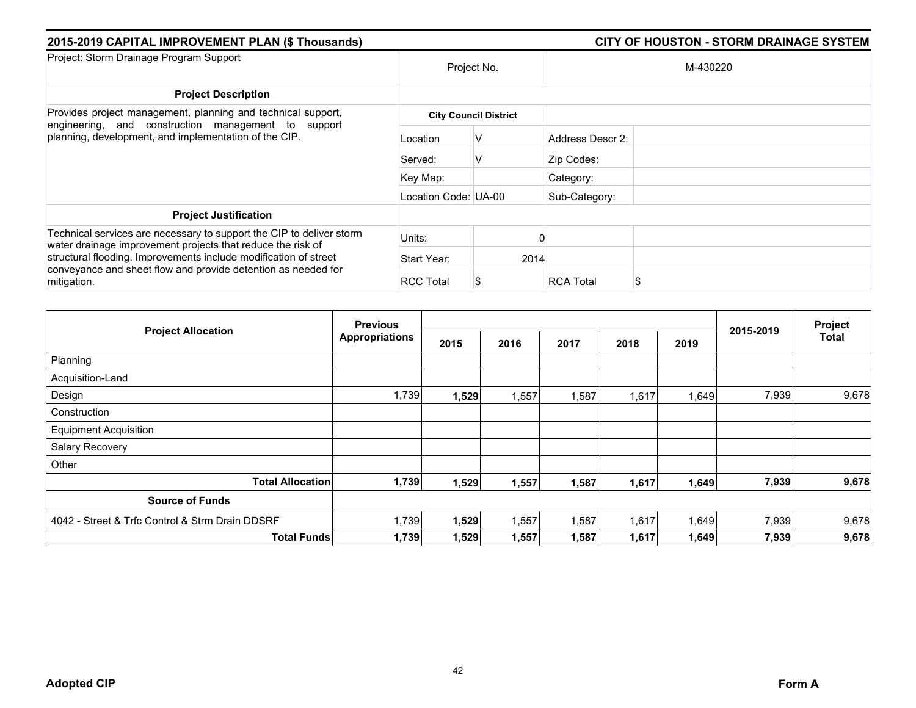## 2015-2019 CAPITAL IMPROVEMENT PLAN ($ Thousands)

## CITY OF HOUSTON - STORM DRAINAGE SYSTEM

| Project: Storm Drainage Program Support | Project No. | | M-430220 | |
|---|---|---|---|---|
| **Project Description** | | | | |
| Provides project management, planning and technical support, engineering, and construction management to support planning, development, and implementation of the CIP. | **City Council District** | | | |
| | Location | V | Address Descr 2: | |
| | Served: | V | Zip Codes: | |
| | Key Map: | | Category: | |
| | Location Code: | UA-00 | Sub-Category: | |
| **Project Justification** | | | | |
| Technical services are necessary to support the CIP to deliver storm water drainage improvement projects that reduce the risk of structural flooding. Improvements include modification of street conveyance and sheet flow and provide detention as needed for mitigation. | Units: | 0 | | |
| | Start Year: | 2014 | | |
| | RCC Total | $ | RCA Total | $ |

| Project Allocation | Previous Appropriations | 2015 | 2016 | 2017 | 2018 | 2019 | 2015-2019 | Project Total |
|---|---|---|---|---|---|---|---|---|
| Planning | | | | | | | | |
| Acquisition-Land | | | | | | | | |
| Design | 1,739 | **1,529** | 1,557 | 1,587 | 1,617 | 1,649 | 7,939 | 9,678 |
| Construction | | | | | | | | |
| Equipment Acquisition | | | | | | | | |
| Salary Recovery | | | | | | | | |
| Other | | | | | | | | |
| **Total Allocation** | **1,739** | **1,529** | **1,557** | **1,587** | **1,617** | **1,649** | **7,939** | **9,678** |
| **Source of Funds** | | | | | | | | |
| 4042 - Street & Trfc Control & Strm Drain DDSRF | 1,739 | **1,529** | 1,557 | 1,587 | 1,617 | 1,649 | 7,939 | 9,678 |
| **Total Funds** | **1,739** | **1,529** | **1,557** | **1,587** | **1,617** | **1,649** | **7,939** | **9,678** |

**Adopted CIP** **Form A**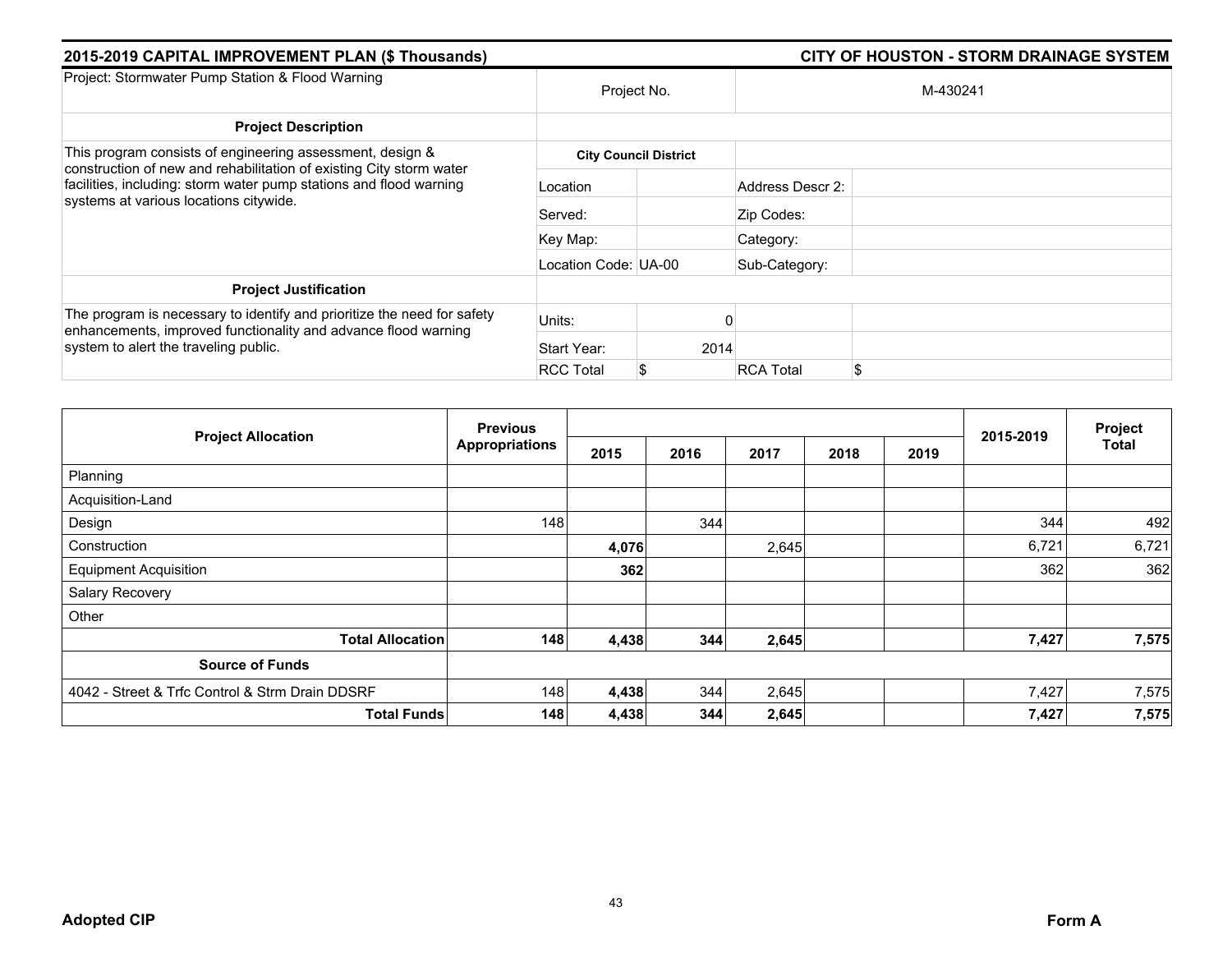## 2015-2019 CAPITAL IMPROVEMENT PLAN ($ Thousands)

## CITY OF HOUSTON - STORM DRAINAGE SYSTEM

| Project: Stormwater Pump Station & Flood Warning | Project No. | | M-430241 | |
|---|---|---|---|---|
| **Project Description** | | | | |
| This program consists of engineering assessment, design & construction of new and rehabilitation of existing City storm water facilities, including: storm water pump stations and flood warning systems at various locations citywide. | **City Council District** | | | |
| | Location | | Address Descr 2: | |
| | Served: | | Zip Codes: | |
| | Key Map: | | Category: | |
| | Location Code: | UA-00 | Sub-Category: | |
| **Project Justification** | | | | |
| The program is necessary to identify and prioritize the need for safety enhancements, improved functionality and advance flood warning system to alert the traveling public. | Units: | 0 | | |
| | Start Year: | 2014 | | |
| | RCC Total | $ | RCA Total | $ |

| Project Allocation | Previous Appropriations | 2015 | 2016 | 2017 | 2018 | 2019 | 2015-2019 | Project Total |
|---|---|---|---|---|---|---|---|---|
| Planning | | | | | | | | |
| Acquisition-Land | | | | | | | | |
| Design | 148 | | 344 | | | | 344 | 492 |
| Construction | | **4,076** | | 2,645 | | | 6,721 | 6,721 |
| Equipment Acquisition | | **362** | | | | | 362 | 362 |
| Salary Recovery | | | | | | | | |
| Other | | | | | | | | |
| **Total Allocation** | **148** | **4,438** | **344** | **2,645** | | | **7,427** | **7,575** |
| **Source of Funds** | | | | | | | | |
| 4042 - Street & Trfc Control & Strm Drain DDSRF | 148 | **4,438** | 344 | 2,645 | | | 7,427 | 7,575 |
| **Total Funds** | **148** | **4,438** | **344** | **2,645** | | | **7,427** | **7,575** |

**Adopted CIP** **Form A**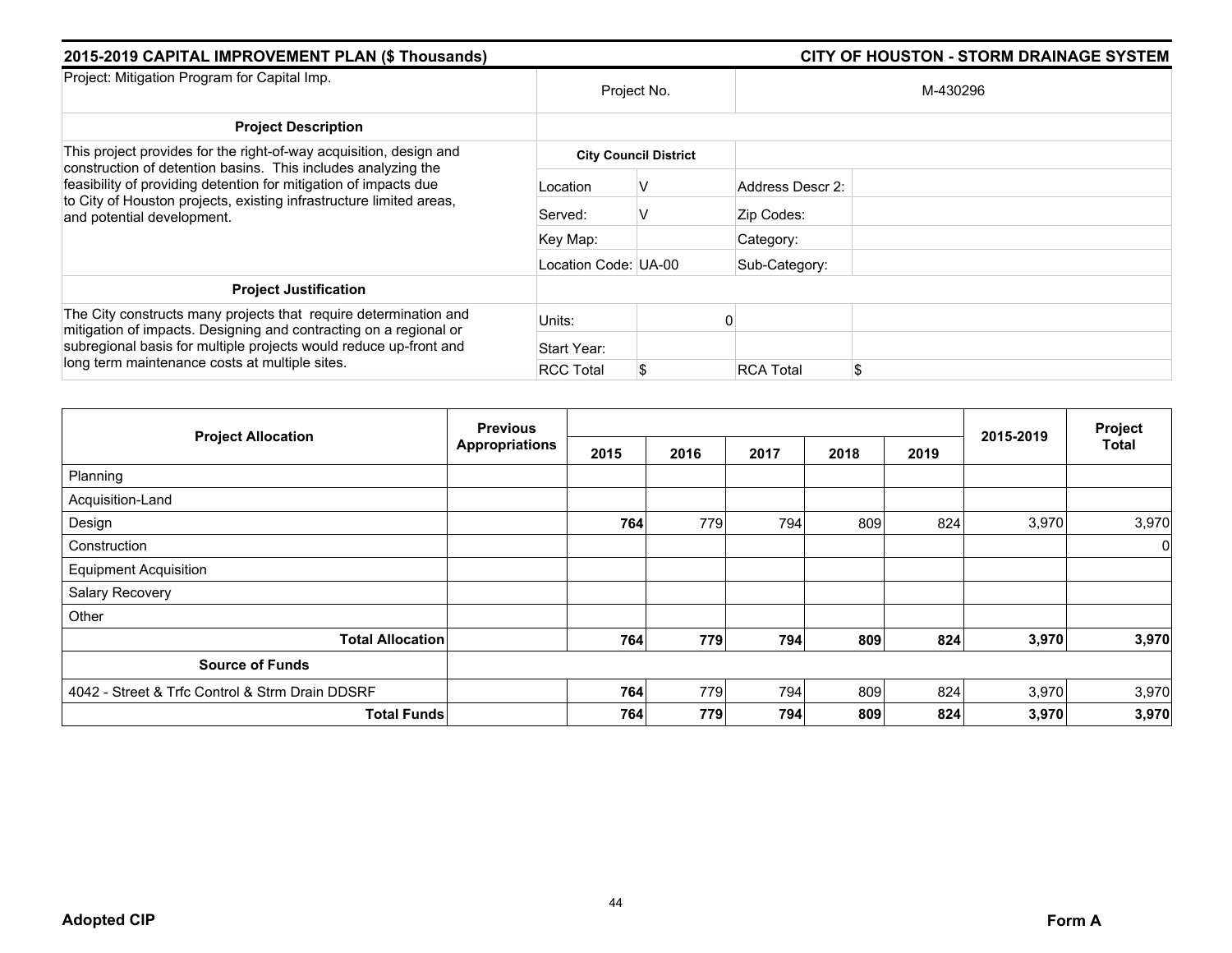## 2015-2019 CAPITAL IMPROVEMENT PLAN ($ Thousands) — CITY OF HOUSTON - STORM DRAINAGE SYSTEM

| Project: Mitigation Program for Capital Imp. | Project No. | | M-430296 | |
|---|---|---|---|---|
| **Project Description** | | | | |
| This project provides for the right-of-way acquisition, design and construction of detention basins. This includes analyzing the feasibility of providing detention for mitigation of impacts due to City of Houston projects, existing infrastructure limited areas, and potential development. | **City Council District** | | | |
| | Location | V | Address Descr 2: | |
| | Served: | V | Zip Codes: | |
| | Key Map: | | Category: | |
| | Location Code: | UA-00 | Sub-Category: | |
| **Project Justification** | | | | |
| The City constructs many projects that require determination and mitigation of impacts. Designing and contracting on a regional or subregional basis for multiple projects would reduce up-front and long term maintenance costs at multiple sites. | Units: | 0 | | |
| | Start Year: | | | |
| | RCC Total | $ | RCA Total | $ |

| Project Allocation | Previous Appropriations | 2015 | 2016 | 2017 | 2018 | 2019 | 2015-2019 | Project Total |
|---|---|---|---|---|---|---|---|---|
| Planning | | | | | | | | |
| Acquisition-Land | | | | | | | | |
| Design | | **764** | 779 | 794 | 809 | 824 | 3,970 | 3,970 |
| Construction | | | | | | | | 0 |
| Equipment Acquisition | | | | | | | | |
| Salary Recovery | | | | | | | | |
| Other | | | | | | | | |
| **Total Allocation** | | **764** | **779** | **794** | **809** | **824** | **3,970** | **3,970** |
| **Source of Funds** | | | | | | | | |
| 4042 - Street & Trfc Control & Strm Drain DDSRF | | **764** | 779 | 794 | 809 | 824 | 3,970 | 3,970 |
| **Total Funds** | | **764** | **779** | **794** | **809** | **824** | **3,970** | **3,970** |

**Adopted CIP** — **Form A**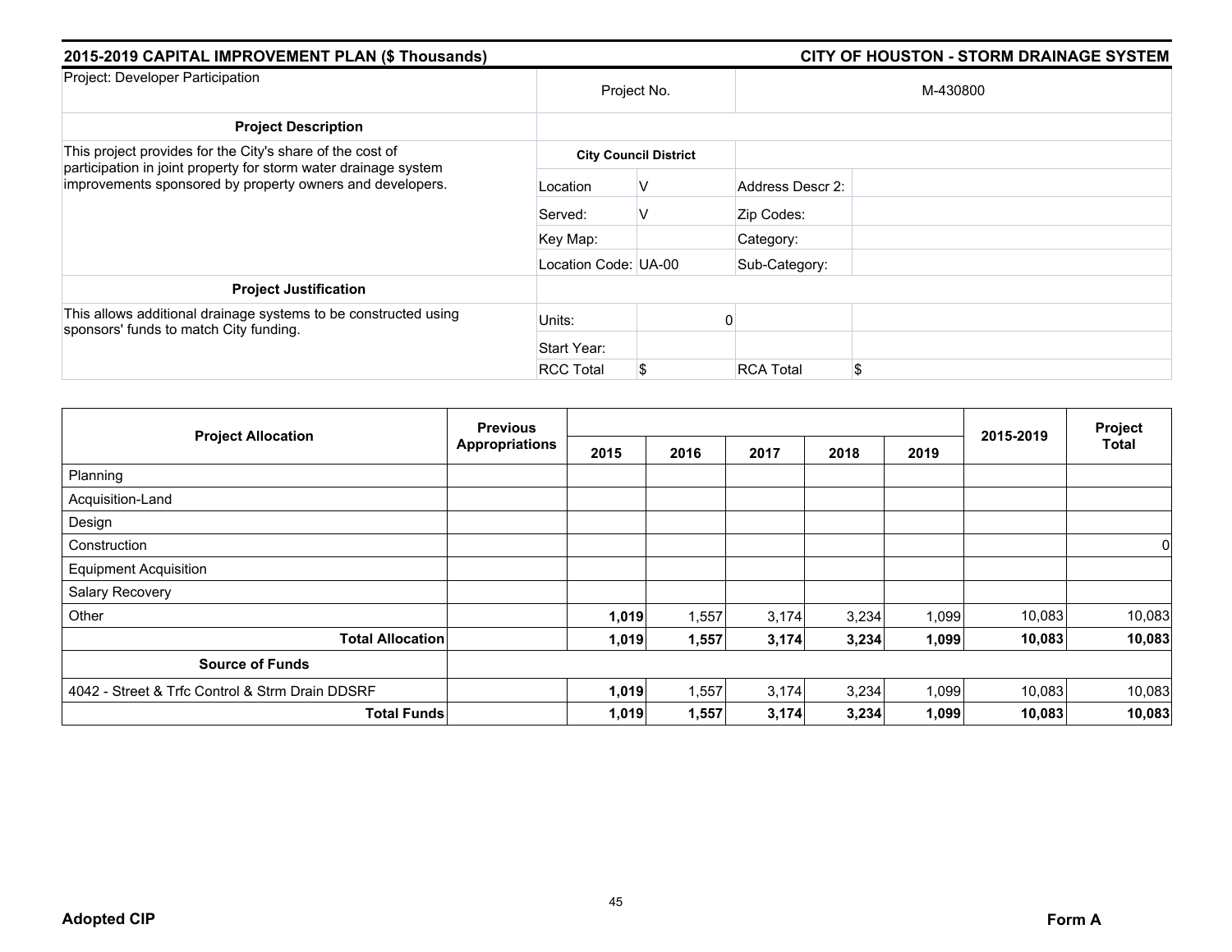## 2015-2019 CAPITAL IMPROVEMENT PLAN ($ Thousands)

## CITY OF HOUSTON - STORM DRAINAGE SYSTEM

| | | | | |
|---|---|---|---|---|
| Project: Developer Participation | Project No. | | M-430800 | |
| **Project Description** | | | | |
| This project provides for the City's share of the cost of participation in joint property for storm water drainage system improvements sponsored by property owners and developers. | **City Council District** | | | |
| | Location | V | Address Descr 2: | |
| | Served: | V | Zip Codes: | |
| | Key Map: | | Category: | |
| | Location Code: | UA-00 | Sub-Category: | |
| **Project Justification** | | | | |
| This allows additional drainage systems to be constructed using sponsors' funds to match City funding. | Units: | 0 | | |
| | Start Year: | | | |
| | RCC Total | $ | RCA Total | $ |

| Project Allocation | Previous Appropriations | 2015 | 2016 | 2017 | 2018 | 2019 | 2015-2019 | Project Total |
|---|---|---|---|---|---|---|---|---|
| Planning | | | | | | | | |
| Acquisition-Land | | | | | | | | |
| Design | | | | | | | | |
| Construction | | | | | | | | 0 |
| Equipment Acquisition | | | | | | | | |
| Salary Recovery | | | | | | | | |
| Other | | **1,019** | 1,557 | 3,174 | 3,234 | 1,099 | 10,083 | 10,083 |
| **Total Allocation** | | **1,019** | **1,557** | **3,174** | **3,234** | **1,099** | **10,083** | **10,083** |
| **Source of Funds** | | | | | | | | |
| 4042 - Street & Trfc Control & Strm Drain DDSRF | | **1,019** | 1,557 | 3,174 | 3,234 | 1,099 | 10,083 | 10,083 |
| **Total Funds** | | **1,019** | **1,557** | **3,174** | **3,234** | **1,099** | **10,083** | **10,083** |

**Adopted CIP**

**Form A**